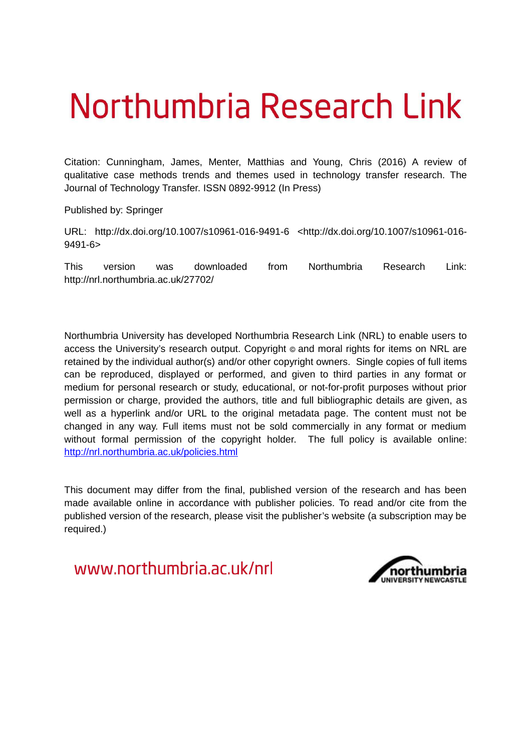# Northumbria Research Link

Citation: Cunningham, James, Menter, Matthias and Young, Chris (2016) A review of qualitative case methods trends and themes used in technology transfer research. The Journal of Technology Transfer. ISSN 0892-9912 (In Press)

Published by: Springer

URL: http://dx.doi.org/10.1007/s10961-016-9491-6 <http://dx.doi.org/10.1007/s10961-016-9491-6>

This version was downloaded from Northumbria Research Link: http://nrl.northumbria.ac.uk/27702/

Northumbria University has developed Northumbria Research Link (NRL) to enable users to access the University's research output. Copyright © and moral rights for items on NRL are retained by the individual author(s) and/or other copyright owners. Single copies of full items can be reproduced, displayed or performed, and given to third parties in any format or medium for personal research or study, educational, or not-for-profit purposes without prior permission or charge, provided the authors, title and full bibliographic details are given, as well as a hyperlink and/or URL to the original metadata page. The content must not be changed in any way. Full items must not be sold commercially in any format or medium without formal permission of the copyright holder. The full policy is available online: http://nrl.northumbria.ac.uk/policies.html

This document may differ from the final, published version of the research and has been made available online in accordance with publisher policies. To read and/or cite from the published version of the research, please visit the publisher's website (a subscription may be required.)

www.northumbria.ac.uk/nrl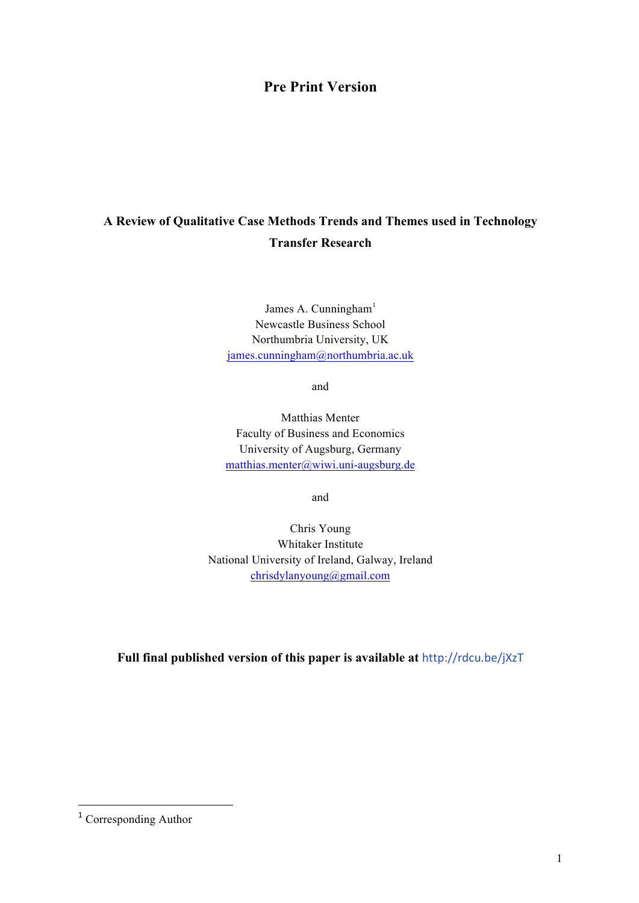# Pre Print Version

## A Review of Qualitative Case Methods Trends and Themes used in Technology Transfer Research

James A. Cunningham[1]
Newcastle Business School
Northumbria University, UK
james.cunningham@northumbria.ac.uk

and

Matthias Menter
Faculty of Business and Economics
University of Augsburg, Germany
matthias.menter@wiwi.uni-augsburg.de

and

Chris Young
Whitaker Institute
National University of Ireland, Galway, Ireland
chrisdylanyoung@gmail.com

**Full final published version of this paper is available at** http://rdcu.be/jXzT

[1] Corresponding Author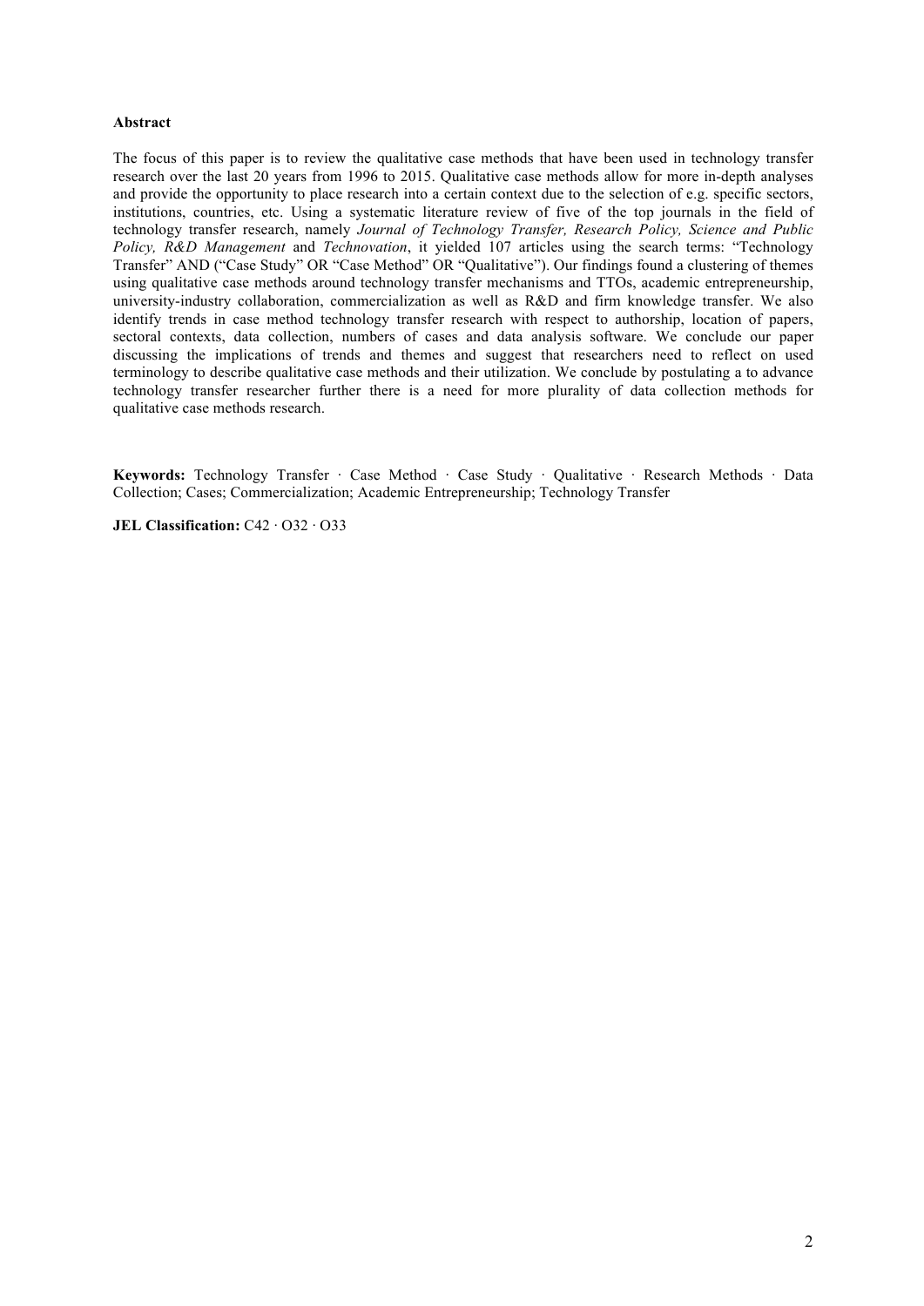**Abstract**

The focus of this paper is to review the qualitative case methods that have been used in technology transfer research over the last 20 years from 1996 to 2015. Qualitative case methods allow for more in-depth analyses and provide the opportunity to place research into a certain context due to the selection of e.g. specific sectors, institutions, countries, etc. Using a systematic literature review of five of the top journals in the field of technology transfer research, namely *Journal of Technology Transfer, Research Policy, Science and Public Policy, R&D Management* and *Technovation*, it yielded 107 articles using the search terms: "Technology Transfer" AND ("Case Study" OR "Case Method" OR "Qualitative"). Our findings found a clustering of themes using qualitative case methods around technology transfer mechanisms and TTOs, academic entrepreneurship, university-industry collaboration, commercialization as well as R&D and firm knowledge transfer. We also identify trends in case method technology transfer research with respect to authorship, location of papers, sectoral contexts, data collection, numbers of cases and data analysis software. We conclude our paper discussing the implications of trends and themes and suggest that researchers need to reflect on used terminology to describe qualitative case methods and their utilization. We conclude by postulating a to advance technology transfer researcher further there is a need for more plurality of data collection methods for qualitative case methods research.

**Keywords:** Technology Transfer · Case Method · Case Study · Qualitative · Research Methods · Data Collection; Cases; Commercialization; Academic Entrepreneurship; Technology Transfer

**JEL Classification:** C42 · O32 · O33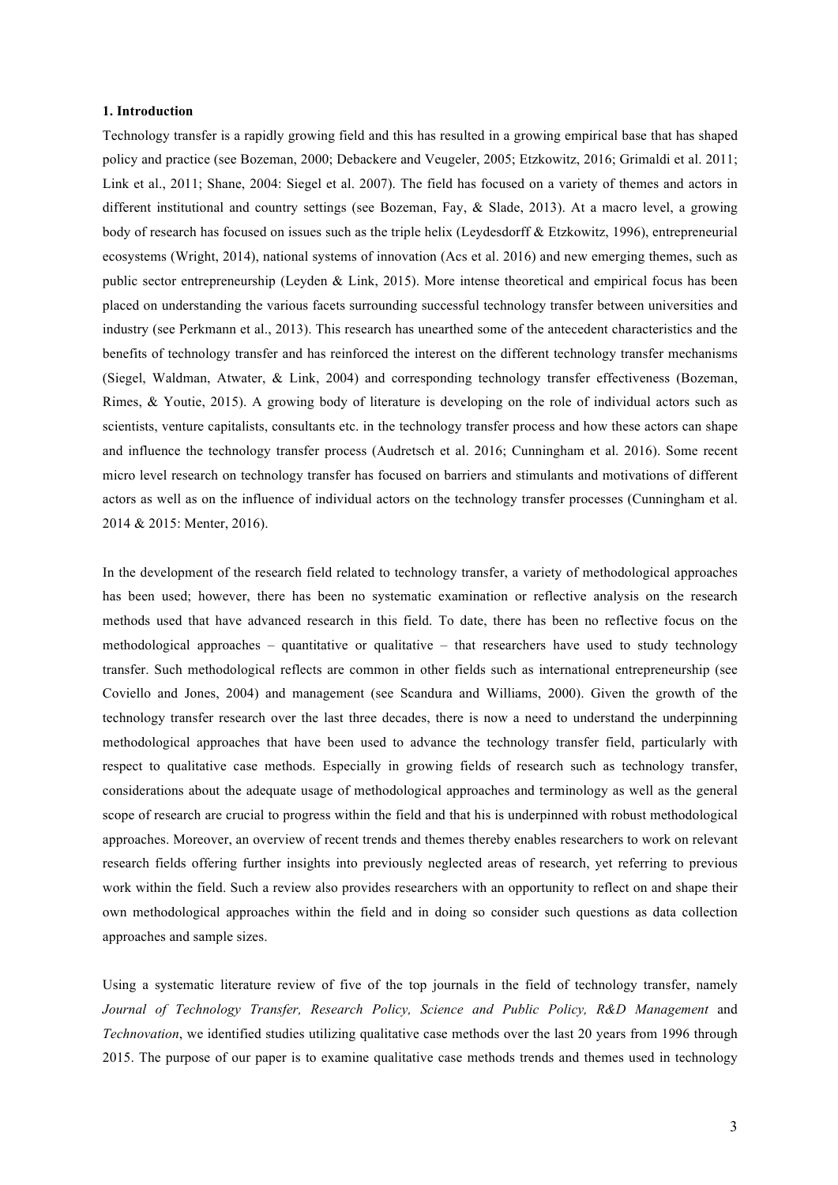**1. Introduction**

Technology transfer is a rapidly growing field and this has resulted in a growing empirical base that has shaped policy and practice (see Bozeman, 2000; Debackere and Veugeler, 2005; Etzkowitz, 2016; Grimaldi et al. 2011; Link et al., 2011; Shane, 2004: Siegel et al. 2007). The field has focused on a variety of themes and actors in different institutional and country settings (see Bozeman, Fay, & Slade, 2013). At a macro level, a growing body of research has focused on issues such as the triple helix (Leydesdorff & Etzkowitz, 1996), entrepreneurial ecosystems (Wright, 2014), national systems of innovation (Acs et al. 2016) and new emerging themes, such as public sector entrepreneurship (Leyden & Link, 2015). More intense theoretical and empirical focus has been placed on understanding the various facets surrounding successful technology transfer between universities and industry (see Perkmann et al., 2013). This research has unearthed some of the antecedent characteristics and the benefits of technology transfer and has reinforced the interest on the different technology transfer mechanisms (Siegel, Waldman, Atwater, & Link, 2004) and corresponding technology transfer effectiveness (Bozeman, Rimes, & Youtie, 2015). A growing body of literature is developing on the role of individual actors such as scientists, venture capitalists, consultants etc. in the technology transfer process and how these actors can shape and influence the technology transfer process (Audretsch et al. 2016; Cunningham et al. 2016). Some recent micro level research on technology transfer has focused on barriers and stimulants and motivations of different actors as well as on the influence of individual actors on the technology transfer processes (Cunningham et al. 2014 & 2015: Menter, 2016).

In the development of the research field related to technology transfer, a variety of methodological approaches has been used; however, there has been no systematic examination or reflective analysis on the research methods used that have advanced research in this field. To date, there has been no reflective focus on the methodological approaches – quantitative or qualitative – that researchers have used to study technology transfer. Such methodological reflects are common in other fields such as international entrepreneurship (see Coviello and Jones, 2004) and management (see Scandura and Williams, 2000). Given the growth of the technology transfer research over the last three decades, there is now a need to understand the underpinning methodological approaches that have been used to advance the technology transfer field, particularly with respect to qualitative case methods. Especially in growing fields of research such as technology transfer, considerations about the adequate usage of methodological approaches and terminology as well as the general scope of research are crucial to progress within the field and that his is underpinned with robust methodological approaches. Moreover, an overview of recent trends and themes thereby enables researchers to work on relevant research fields offering further insights into previously neglected areas of research, yet referring to previous work within the field. Such a review also provides researchers with an opportunity to reflect on and shape their own methodological approaches within the field and in doing so consider such questions as data collection approaches and sample sizes.

Using a systematic literature review of five of the top journals in the field of technology transfer, namely *Journal of Technology Transfer, Research Policy, Science and Public Policy, R&D Management* and *Technovation*, we identified studies utilizing qualitative case methods over the last 20 years from 1996 through 2015. The purpose of our paper is to examine qualitative case methods trends and themes used in technology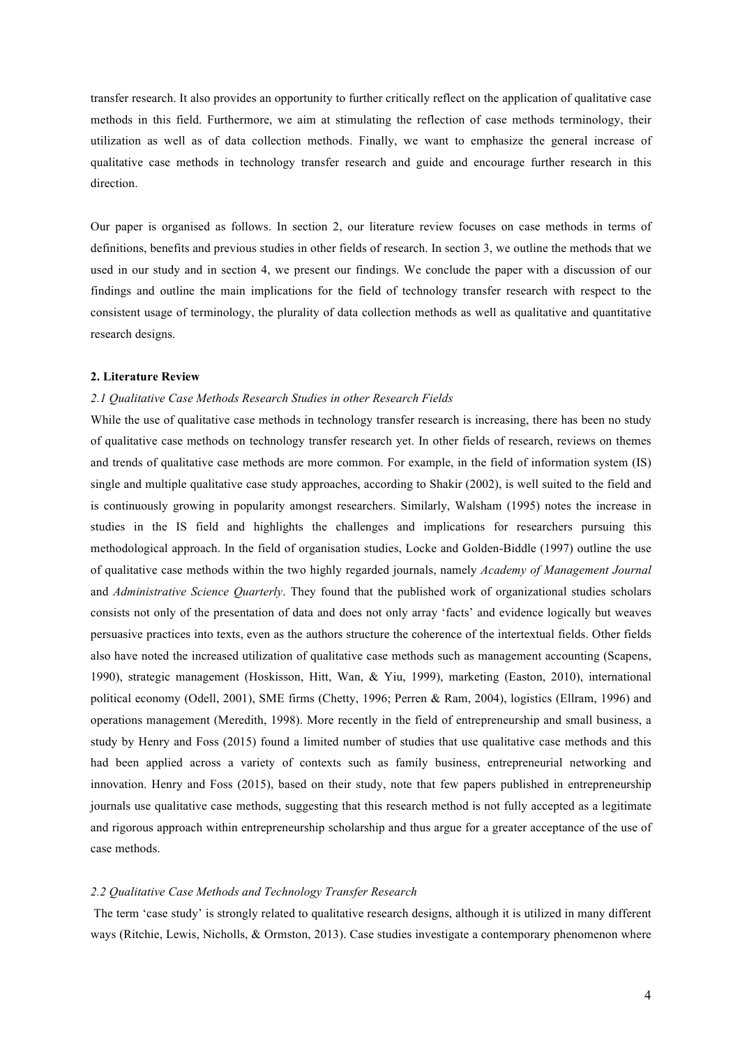transfer research. It also provides an opportunity to further critically reflect on the application of qualitative case methods in this field. Furthermore, we aim at stimulating the reflection of case methods terminology, their utilization as well as of data collection methods. Finally, we want to emphasize the general increase of qualitative case methods in technology transfer research and guide and encourage further research in this direction.

Our paper is organised as follows. In section 2, our literature review focuses on case methods in terms of definitions, benefits and previous studies in other fields of research. In section 3, we outline the methods that we used in our study and in section 4, we present our findings. We conclude the paper with a discussion of our findings and outline the main implications for the field of technology transfer research with respect to the consistent usage of terminology, the plurality of data collection methods as well as qualitative and quantitative research designs.

## 2. Literature Review

### *2.1 Qualitative Case Methods Research Studies in other Research Fields*

While the use of qualitative case methods in technology transfer research is increasing, there has been no study of qualitative case methods on technology transfer research yet. In other fields of research, reviews on themes and trends of qualitative case methods are more common. For example, in the field of information system (IS) single and multiple qualitative case study approaches, according to Shakir (2002), is well suited to the field and is continuously growing in popularity amongst researchers. Similarly, Walsham (1995) notes the increase in studies in the IS field and highlights the challenges and implications for researchers pursuing this methodological approach. In the field of organisation studies, Locke and Golden-Biddle (1997) outline the use of qualitative case methods within the two highly regarded journals, namely *Academy of Management Journal* and *Administrative Science Quarterly*. They found that the published work of organizational studies scholars consists not only of the presentation of data and does not only array 'facts' and evidence logically but weaves persuasive practices into texts, even as the authors structure the coherence of the intertextual fields. Other fields also have noted the increased utilization of qualitative case methods such as management accounting (Scapens, 1990), strategic management (Hoskisson, Hitt, Wan, & Yiu, 1999), marketing (Easton, 2010), international political economy (Odell, 2001), SME firms (Chetty, 1996; Perren & Ram, 2004), logistics (Ellram, 1996) and operations management (Meredith, 1998). More recently in the field of entrepreneurship and small business, a study by Henry and Foss (2015) found a limited number of studies that use qualitative case methods and this had been applied across a variety of contexts such as family business, entrepreneurial networking and innovation. Henry and Foss (2015), based on their study, note that few papers published in entrepreneurship journals use qualitative case methods, suggesting that this research method is not fully accepted as a legitimate and rigorous approach within entrepreneurship scholarship and thus argue for a greater acceptance of the use of case methods.

### *2.2 Qualitative Case Methods and Technology Transfer Research*

The term 'case study' is strongly related to qualitative research designs, although it is utilized in many different ways (Ritchie, Lewis, Nicholls, & Ormston, 2013). Case studies investigate a contemporary phenomenon where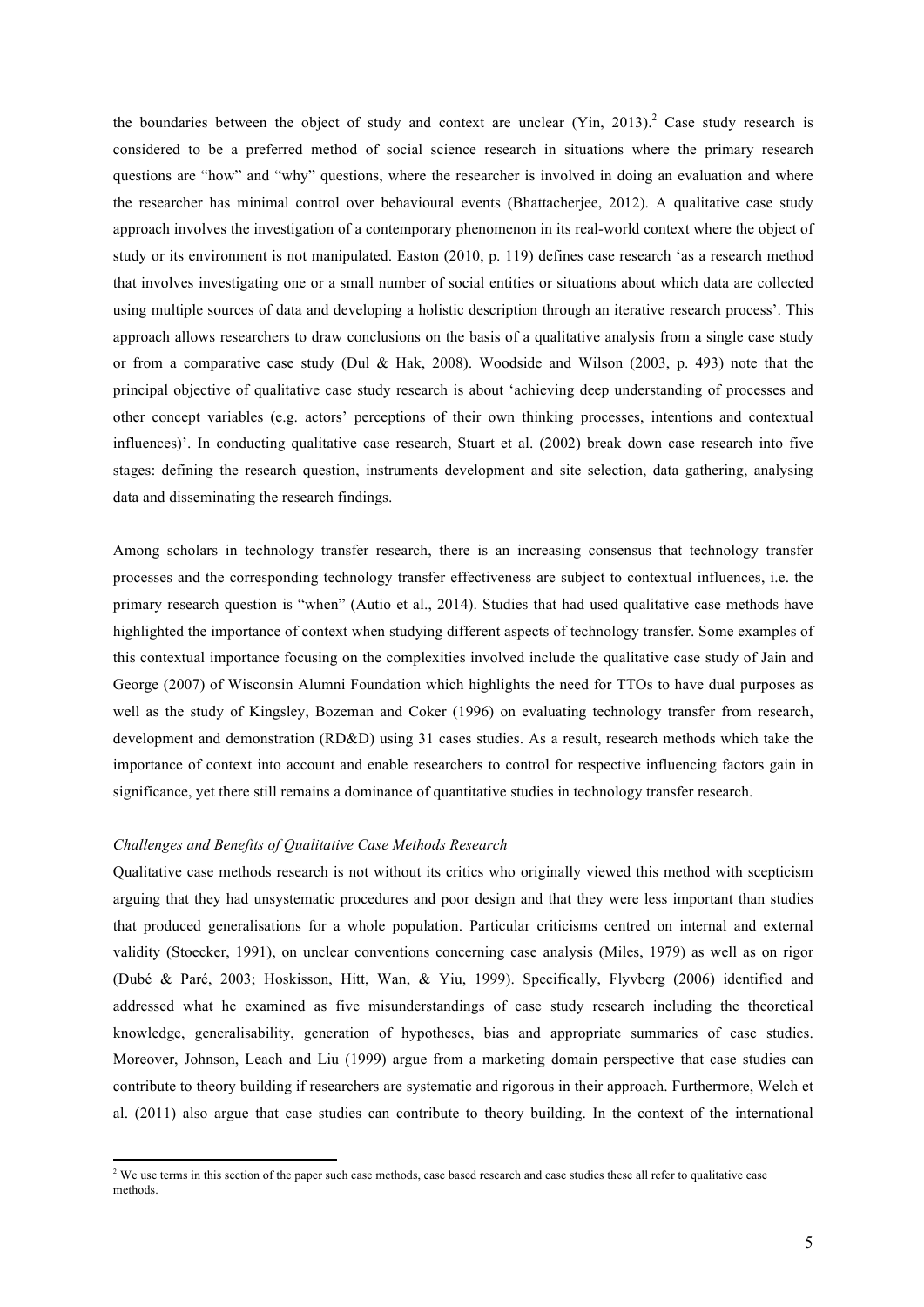the boundaries between the object of study and context are unclear (Yin, 2013).[2] Case study research is considered to be a preferred method of social science research in situations where the primary research questions are "how" and "why" questions, where the researcher is involved in doing an evaluation and where the researcher has minimal control over behavioural events (Bhattacherjee, 2012). A qualitative case study approach involves the investigation of a contemporary phenomenon in its real-world context where the object of study or its environment is not manipulated. Easton (2010, p. 119) defines case research 'as a research method that involves investigating one or a small number of social entities or situations about which data are collected using multiple sources of data and developing a holistic description through an iterative research process'. This approach allows researchers to draw conclusions on the basis of a qualitative analysis from a single case study or from a comparative case study (Dul & Hak, 2008). Woodside and Wilson (2003, p. 493) note that the principal objective of qualitative case study research is about 'achieving deep understanding of processes and other concept variables (e.g. actors' perceptions of their own thinking processes, intentions and contextual influences)'. In conducting qualitative case research, Stuart et al. (2002) break down case research into five stages: defining the research question, instruments development and site selection, data gathering, analysing data and disseminating the research findings.

Among scholars in technology transfer research, there is an increasing consensus that technology transfer processes and the corresponding technology transfer effectiveness are subject to contextual influences, i.e. the primary research question is "when" (Autio et al., 2014). Studies that had used qualitative case methods have highlighted the importance of context when studying different aspects of technology transfer. Some examples of this contextual importance focusing on the complexities involved include the qualitative case study of Jain and George (2007) of Wisconsin Alumni Foundation which highlights the need for TTOs to have dual purposes as well as the study of Kingsley, Bozeman and Coker (1996) on evaluating technology transfer from research, development and demonstration (RD&D) using 31 cases studies. As a result, research methods which take the importance of context into account and enable researchers to control for respective influencing factors gain in significance, yet there still remains a dominance of quantitative studies in technology transfer research.

*Challenges and Benefits of Qualitative Case Methods Research*

Qualitative case methods research is not without its critics who originally viewed this method with scepticism arguing that they had unsystematic procedures and poor design and that they were less important than studies that produced generalisations for a whole population. Particular criticisms centred on internal and external validity (Stoecker, 1991), on unclear conventions concerning case analysis (Miles, 1979) as well as on rigor (Dubé & Paré, 2003; Hoskisson, Hitt, Wan, & Yiu, 1999). Specifically, Flyvberg (2006) identified and addressed what he examined as five misunderstandings of case study research including the theoretical knowledge, generalisability, generation of hypotheses, bias and appropriate summaries of case studies. Moreover, Johnson, Leach and Liu (1999) argue from a marketing domain perspective that case studies can contribute to theory building if researchers are systematic and rigorous in their approach. Furthermore, Welch et al. (2011) also argue that case studies can contribute to theory building. In the context of the international

---

[2] We use terms in this section of the paper such case methods, case based research and case studies these all refer to qualitative case methods.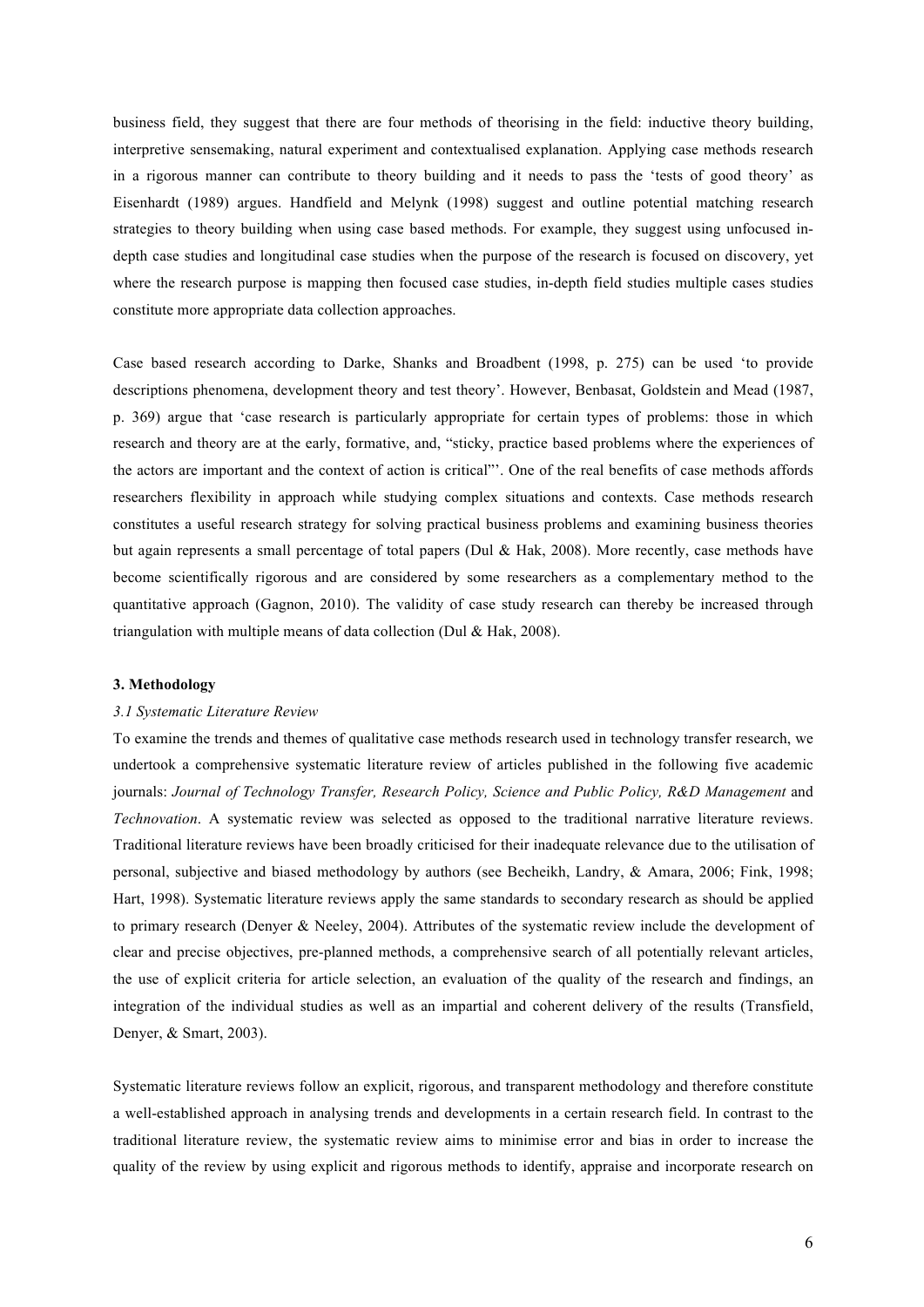business field, they suggest that there are four methods of theorising in the field: inductive theory building, interpretive sensemaking, natural experiment and contextualised explanation. Applying case methods research in a rigorous manner can contribute to theory building and it needs to pass the 'tests of good theory' as Eisenhardt (1989) argues. Handfield and Melynk (1998) suggest and outline potential matching research strategies to theory building when using case based methods. For example, they suggest using unfocused in-depth case studies and longitudinal case studies when the purpose of the research is focused on discovery, yet where the research purpose is mapping then focused case studies, in-depth field studies multiple cases studies constitute more appropriate data collection approaches.

Case based research according to Darke, Shanks and Broadbent (1998, p. 275) can be used 'to provide descriptions phenomena, development theory and test theory'. However, Benbasat, Goldstein and Mead (1987, p. 369) argue that 'case research is particularly appropriate for certain types of problems: those in which research and theory are at the early, formative, and, "sticky, practice based problems where the experiences of the actors are important and the context of action is critical"'. One of the real benefits of case methods affords researchers flexibility in approach while studying complex situations and contexts. Case methods research constitutes a useful research strategy for solving practical business problems and examining business theories but again represents a small percentage of total papers (Dul & Hak, 2008). More recently, case methods have become scientifically rigorous and are considered by some researchers as a complementary method to the quantitative approach (Gagnon, 2010). The validity of case study research can thereby be increased through triangulation with multiple means of data collection (Dul & Hak, 2008).

## 3. Methodology

### *3.1 Systematic Literature Review*

To examine the trends and themes of qualitative case methods research used in technology transfer research, we undertook a comprehensive systematic literature review of articles published in the following five academic journals: *Journal of Technology Transfer, Research Policy, Science and Public Policy, R&D Management* and *Technovation*. A systematic review was selected as opposed to the traditional narrative literature reviews. Traditional literature reviews have been broadly criticised for their inadequate relevance due to the utilisation of personal, subjective and biased methodology by authors (see Becheikh, Landry, & Amara, 2006; Fink, 1998; Hart, 1998). Systematic literature reviews apply the same standards to secondary research as should be applied to primary research (Denyer & Neeley, 2004). Attributes of the systematic review include the development of clear and precise objectives, pre-planned methods, a comprehensive search of all potentially relevant articles, the use of explicit criteria for article selection, an evaluation of the quality of the research and findings, an integration of the individual studies as well as an impartial and coherent delivery of the results (Transfield, Denyer, & Smart, 2003).

Systematic literature reviews follow an explicit, rigorous, and transparent methodology and therefore constitute a well-established approach in analysing trends and developments in a certain research field. In contrast to the traditional literature review, the systematic review aims to minimise error and bias in order to increase the quality of the review by using explicit and rigorous methods to identify, appraise and incorporate research on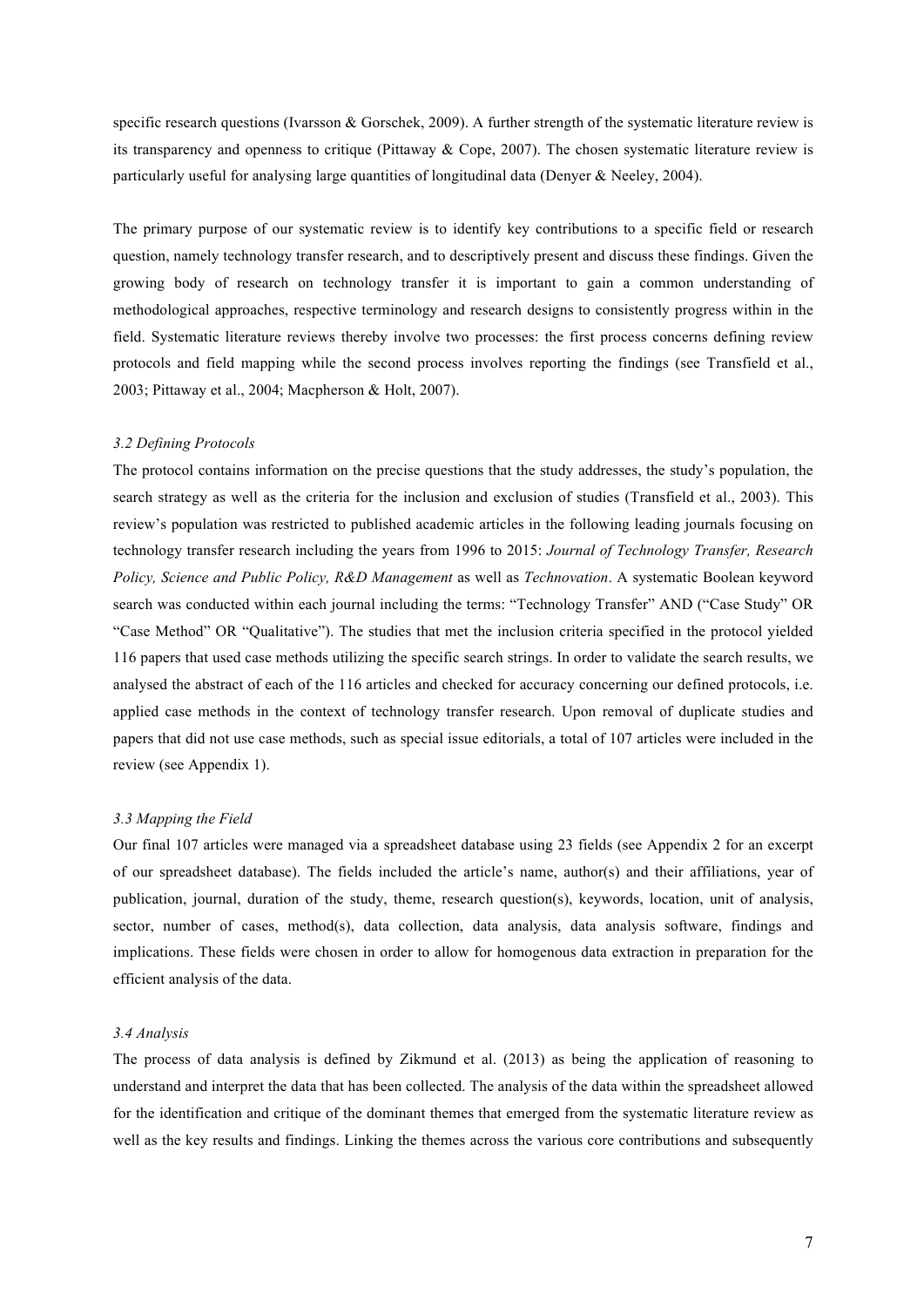specific research questions (Ivarsson & Gorschek, 2009). A further strength of the systematic literature review is its transparency and openness to critique (Pittaway & Cope, 2007). The chosen systematic literature review is particularly useful for analysing large quantities of longitudinal data (Denyer & Neeley, 2004).

The primary purpose of our systematic review is to identify key contributions to a specific field or research question, namely technology transfer research, and to descriptively present and discuss these findings. Given the growing body of research on technology transfer it is important to gain a common understanding of methodological approaches, respective terminology and research designs to consistently progress within in the field. Systematic literature reviews thereby involve two processes: the first process concerns defining review protocols and field mapping while the second process involves reporting the findings (see Transfield et al., 2003; Pittaway et al., 2004; Macpherson & Holt, 2007).

### *3.2 Defining Protocols*

The protocol contains information on the precise questions that the study addresses, the study's population, the search strategy as well as the criteria for the inclusion and exclusion of studies (Transfield et al., 2003). This review's population was restricted to published academic articles in the following leading journals focusing on technology transfer research including the years from 1996 to 2015: *Journal of Technology Transfer, Research Policy, Science and Public Policy, R&D Management* as well as *Technovation*. A systematic Boolean keyword search was conducted within each journal including the terms: "Technology Transfer" AND ("Case Study" OR "Case Method" OR "Qualitative"). The studies that met the inclusion criteria specified in the protocol yielded 116 papers that used case methods utilizing the specific search strings. In order to validate the search results, we analysed the abstract of each of the 116 articles and checked for accuracy concerning our defined protocols, i.e. applied case methods in the context of technology transfer research. Upon removal of duplicate studies and papers that did not use case methods, such as special issue editorials, a total of 107 articles were included in the review (see Appendix 1).

### *3.3 Mapping the Field*

Our final 107 articles were managed via a spreadsheet database using 23 fields (see Appendix 2 for an excerpt of our spreadsheet database). The fields included the article's name, author(s) and their affiliations, year of publication, journal, duration of the study, theme, research question(s), keywords, location, unit of analysis, sector, number of cases, method(s), data collection, data analysis, data analysis software, findings and implications. These fields were chosen in order to allow for homogenous data extraction in preparation for the efficient analysis of the data.

### *3.4 Analysis*

The process of data analysis is defined by Zikmund et al. (2013) as being the application of reasoning to understand and interpret the data that has been collected. The analysis of the data within the spreadsheet allowed for the identification and critique of the dominant themes that emerged from the systematic literature review as well as the key results and findings. Linking the themes across the various core contributions and subsequently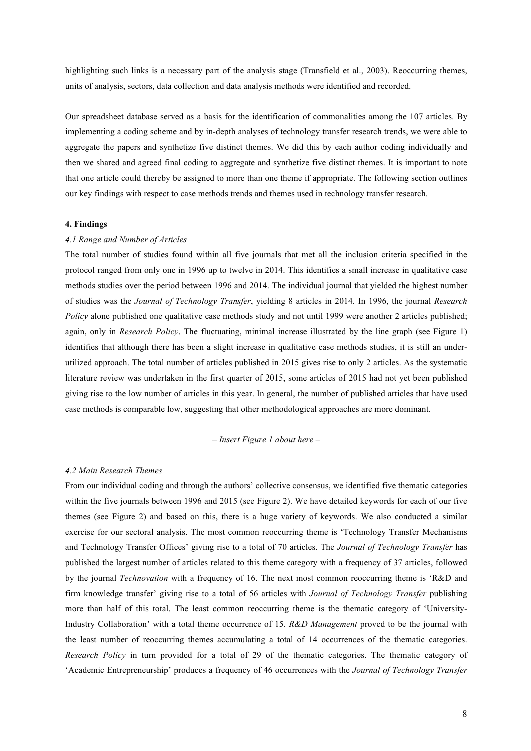highlighting such links is a necessary part of the analysis stage (Transfield et al., 2003). Reoccurring themes, units of analysis, sectors, data collection and data analysis methods were identified and recorded.

Our spreadsheet database served as a basis for the identification of commonalities among the 107 articles. By implementing a coding scheme and by in-depth analyses of technology transfer research trends, we were able to aggregate the papers and synthetize five distinct themes. We did this by each author coding individually and then we shared and agreed final coding to aggregate and synthetize five distinct themes. It is important to note that one article could thereby be assigned to more than one theme if appropriate. The following section outlines our key findings with respect to case methods trends and themes used in technology transfer research.

#### 4. Findings

*4.1 Range and Number of Articles*

The total number of studies found within all five journals that met all the inclusion criteria specified in the protocol ranged from only one in 1996 up to twelve in 2014. This identifies a small increase in qualitative case methods studies over the period between 1996 and 2014. The individual journal that yielded the highest number of studies was the *Journal of Technology Transfer*, yielding 8 articles in 2014. In 1996, the journal *Research Policy* alone published one qualitative case methods study and not until 1999 were another 2 articles published; again, only in *Research Policy*. The fluctuating, minimal increase illustrated by the line graph (see Figure 1) identifies that although there has been a slight increase in qualitative case methods studies, it is still an under-utilized approach. The total number of articles published in 2015 gives rise to only 2 articles. As the systematic literature review was undertaken in the first quarter of 2015, some articles of 2015 had not yet been published giving rise to the low number of articles in this year. In general, the number of published articles that have used case methods is comparable low, suggesting that other methodological approaches are more dominant.

*– Insert Figure 1 about here –*

*4.2 Main Research Themes*

From our individual coding and through the authors' collective consensus, we identified five thematic categories within the five journals between 1996 and 2015 (see Figure 2). We have detailed keywords for each of our five themes (see Figure 2) and based on this, there is a huge variety of keywords. We also conducted a similar exercise for our sectoral analysis. The most common reoccurring theme is 'Technology Transfer Mechanisms and Technology Transfer Offices' giving rise to a total of 70 articles. The *Journal of Technology Transfer* has published the largest number of articles related to this theme category with a frequency of 37 articles, followed by the journal *Technovation* with a frequency of 16. The next most common reoccurring theme is 'R&D and firm knowledge transfer' giving rise to a total of 56 articles with *Journal of Technology Transfer* publishing more than half of this total. The least common reoccurring theme is the thematic category of 'University-Industry Collaboration' with a total theme occurrence of 15. *R&D Management* proved to be the journal with the least number of reoccurring themes accumulating a total of 14 occurrences of the thematic categories. *Research Policy* in turn provided for a total of 29 of the thematic categories. The thematic category of 'Academic Entrepreneurship' produces a frequency of 46 occurrences with the *Journal of Technology Transfer*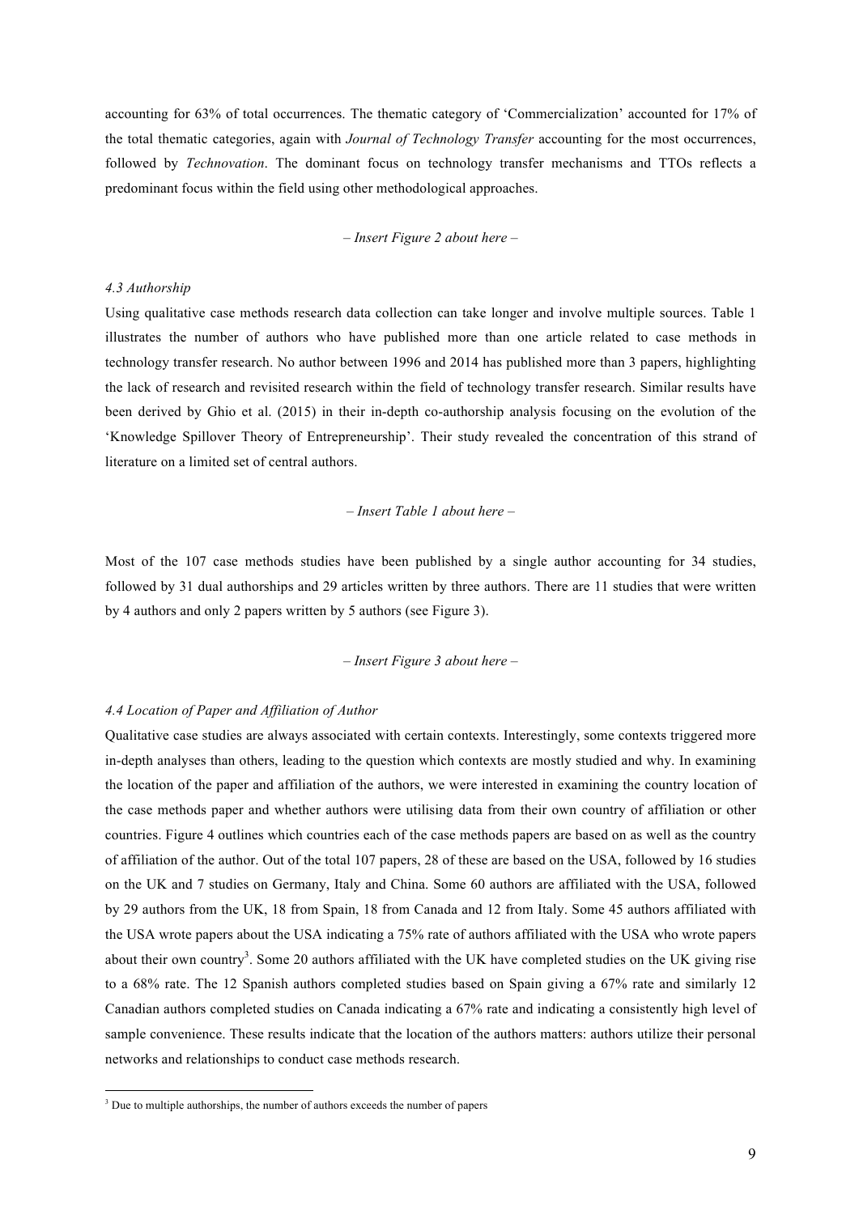accounting for 63% of total occurrences. The thematic category of 'Commercialization' accounted for 17% of the total thematic categories, again with *Journal of Technology Transfer* accounting for the most occurrences, followed by *Technovation*. The dominant focus on technology transfer mechanisms and TTOs reflects a predominant focus within the field using other methodological approaches.

*– Insert Figure 2 about here –*

*4.3 Authorship*

Using qualitative case methods research data collection can take longer and involve multiple sources. Table 1 illustrates the number of authors who have published more than one article related to case methods in technology transfer research. No author between 1996 and 2014 has published more than 3 papers, highlighting the lack of research and revisited research within the field of technology transfer research. Similar results have been derived by Ghio et al. (2015) in their in-depth co-authorship analysis focusing on the evolution of the 'Knowledge Spillover Theory of Entrepreneurship'. Their study revealed the concentration of this strand of literature on a limited set of central authors.

*– Insert Table 1 about here –*

Most of the 107 case methods studies have been published by a single author accounting for 34 studies, followed by 31 dual authorships and 29 articles written by three authors. There are 11 studies that were written by 4 authors and only 2 papers written by 5 authors (see Figure 3).

*– Insert Figure 3 about here –*

*4.4 Location of Paper and Affiliation of Author*

Qualitative case studies are always associated with certain contexts. Interestingly, some contexts triggered more in-depth analyses than others, leading to the question which contexts are mostly studied and why. In examining the location of the paper and affiliation of the authors, we were interested in examining the country location of the case methods paper and whether authors were utilising data from their own country of affiliation or other countries. Figure 4 outlines which countries each of the case methods papers are based on as well as the country of affiliation of the author. Out of the total 107 papers, 28 of these are based on the USA, followed by 16 studies on the UK and 7 studies on Germany, Italy and China. Some 60 authors are affiliated with the USA, followed by 29 authors from the UK, 18 from Spain, 18 from Canada and 12 from Italy. Some 45 authors affiliated with the USA wrote papers about the USA indicating a 75% rate of authors affiliated with the USA who wrote papers about their own country[3]. Some 20 authors affiliated with the UK have completed studies on the UK giving rise to a 68% rate. The 12 Spanish authors completed studies based on Spain giving a 67% rate and similarly 12 Canadian authors completed studies on Canada indicating a 67% rate and indicating a consistently high level of sample convenience. These results indicate that the location of the authors matters: authors utilize their personal networks and relationships to conduct case methods research.

[3] Due to multiple authorships, the number of authors exceeds the number of papers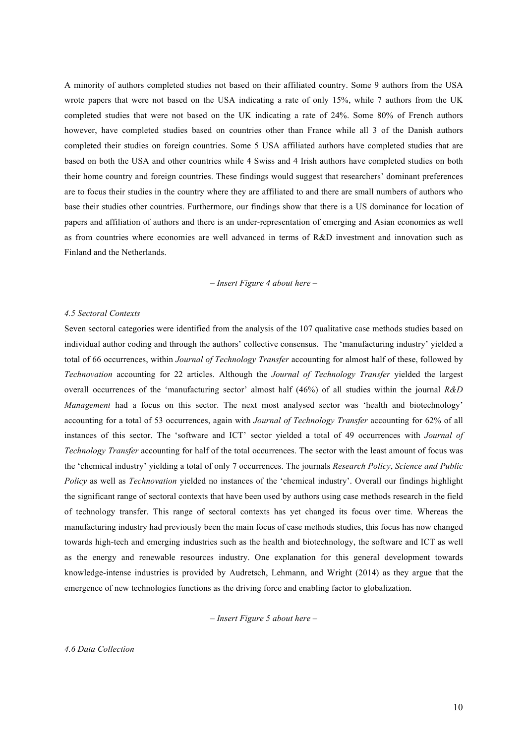A minority of authors completed studies not based on their affiliated country. Some 9 authors from the USA wrote papers that were not based on the USA indicating a rate of only 15%, while 7 authors from the UK completed studies that were not based on the UK indicating a rate of 24%. Some 80% of French authors however, have completed studies based on countries other than France while all 3 of the Danish authors completed their studies on foreign countries. Some 5 USA affiliated authors have completed studies that are based on both the USA and other countries while 4 Swiss and 4 Irish authors have completed studies on both their home country and foreign countries. These findings would suggest that researchers' dominant preferences are to focus their studies in the country where they are affiliated to and there are small numbers of authors who base their studies other countries. Furthermore, our findings show that there is a US dominance for location of papers and affiliation of authors and there is an under-representation of emerging and Asian economies as well as from countries where economies are well advanced in terms of R&D investment and innovation such as Finland and the Netherlands.

*– Insert Figure 4 about here –*

#### *4.5 Sectoral Contexts*

Seven sectoral categories were identified from the analysis of the 107 qualitative case methods studies based on individual author coding and through the authors' collective consensus. The 'manufacturing industry' yielded a total of 66 occurrences, within *Journal of Technology Transfer* accounting for almost half of these, followed by *Technovation* accounting for 22 articles. Although the *Journal of Technology Transfer* yielded the largest overall occurrences of the 'manufacturing sector' almost half (46%) of all studies within the journal *R&D Management* had a focus on this sector. The next most analysed sector was 'health and biotechnology' accounting for a total of 53 occurrences, again with *Journal of Technology Transfer* accounting for 62% of all instances of this sector. The 'software and ICT' sector yielded a total of 49 occurrences with *Journal of Technology Transfer* accounting for half of the total occurrences. The sector with the least amount of focus was the 'chemical industry' yielding a total of only 7 occurrences. The journals *Research Policy*, *Science and Public Policy* as well as *Technovation* yielded no instances of the 'chemical industry'. Overall our findings highlight the significant range of sectoral contexts that have been used by authors using case methods research in the field of technology transfer. This range of sectoral contexts has yet changed its focus over time. Whereas the manufacturing industry had previously been the main focus of case methods studies, this focus has now changed towards high-tech and emerging industries such as the health and biotechnology, the software and ICT as well as the energy and renewable resources industry. One explanation for this general development towards knowledge-intense industries is provided by Audretsch, Lehmann, and Wright (2014) as they argue that the emergence of new technologies functions as the driving force and enabling factor to globalization.

*– Insert Figure 5 about here –*

#### *4.6 Data Collection*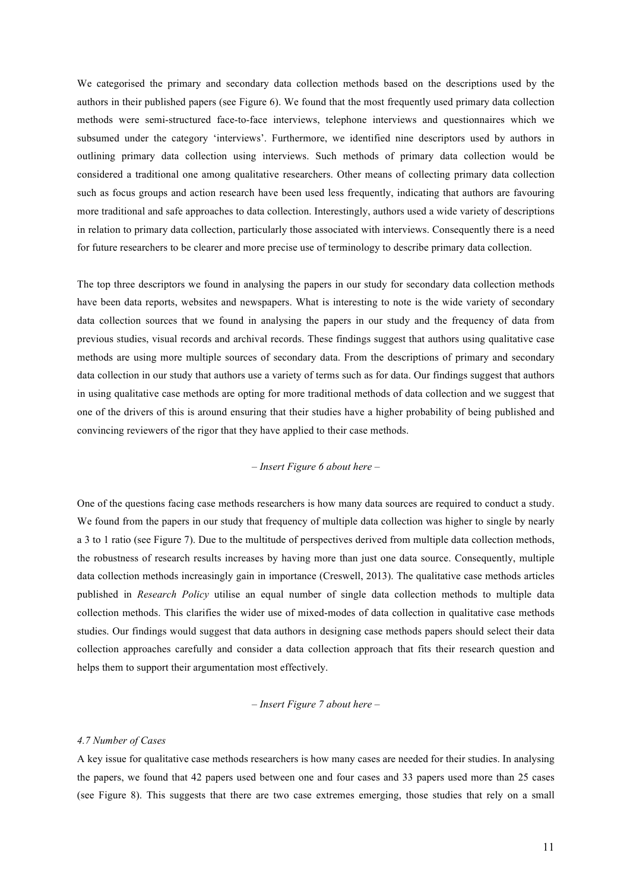We categorised the primary and secondary data collection methods based on the descriptions used by the authors in their published papers (see Figure 6). We found that the most frequently used primary data collection methods were semi-structured face-to-face interviews, telephone interviews and questionnaires which we subsumed under the category 'interviews'. Furthermore, we identified nine descriptors used by authors in outlining primary data collection using interviews. Such methods of primary data collection would be considered a traditional one among qualitative researchers. Other means of collecting primary data collection such as focus groups and action research have been used less frequently, indicating that authors are favouring more traditional and safe approaches to data collection. Interestingly, authors used a wide variety of descriptions in relation to primary data collection, particularly those associated with interviews. Consequently there is a need for future researchers to be clearer and more precise use of terminology to describe primary data collection.

The top three descriptors we found in analysing the papers in our study for secondary data collection methods have been data reports, websites and newspapers. What is interesting to note is the wide variety of secondary data collection sources that we found in analysing the papers in our study and the frequency of data from previous studies, visual records and archival records. These findings suggest that authors using qualitative case methods are using more multiple sources of secondary data. From the descriptions of primary and secondary data collection in our study that authors use a variety of terms such as for data. Our findings suggest that authors in using qualitative case methods are opting for more traditional methods of data collection and we suggest that one of the drivers of this is around ensuring that their studies have a higher probability of being published and convincing reviewers of the rigor that they have applied to their case methods.

*– Insert Figure 6 about here –*

One of the questions facing case methods researchers is how many data sources are required to conduct a study. We found from the papers in our study that frequency of multiple data collection was higher to single by nearly a 3 to 1 ratio (see Figure 7). Due to the multitude of perspectives derived from multiple data collection methods, the robustness of research results increases by having more than just one data source. Consequently, multiple data collection methods increasingly gain in importance (Creswell, 2013). The qualitative case methods articles published in *Research Policy* utilise an equal number of single data collection methods to multiple data collection methods. This clarifies the wider use of mixed-modes of data collection in qualitative case methods studies. Our findings would suggest that data authors in designing case methods papers should select their data collection approaches carefully and consider a data collection approach that fits their research question and helps them to support their argumentation most effectively.

*– Insert Figure 7 about here –*

### *4.7 Number of Cases*

A key issue for qualitative case methods researchers is how many cases are needed for their studies. In analysing the papers, we found that 42 papers used between one and four cases and 33 papers used more than 25 cases (see Figure 8). This suggests that there are two case extremes emerging, those studies that rely on a small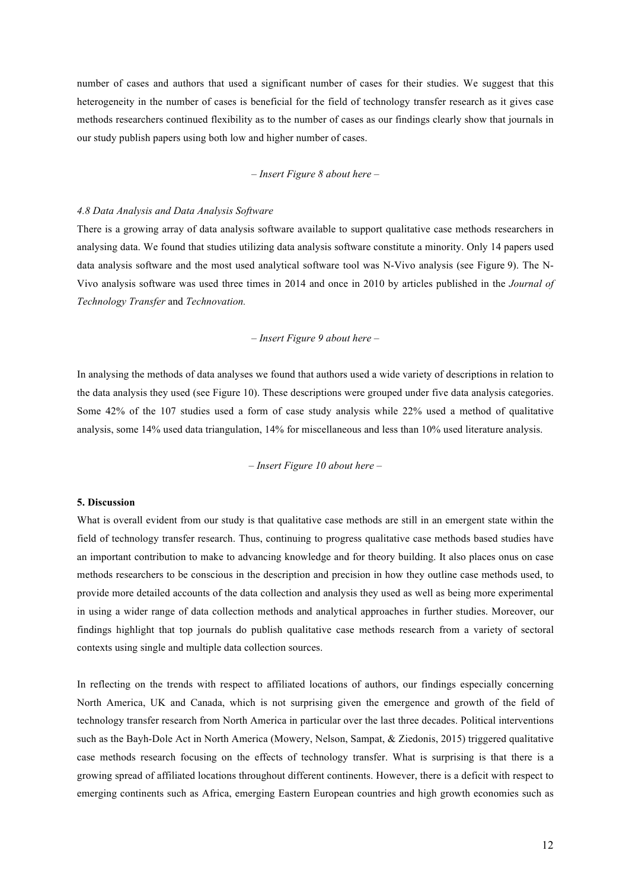number of cases and authors that used a significant number of cases for their studies. We suggest that this heterogeneity in the number of cases is beneficial for the field of technology transfer research as it gives case methods researchers continued flexibility as to the number of cases as our findings clearly show that journals in our study publish papers using both low and higher number of cases.

*– Insert Figure 8 about here –*

*4.8 Data Analysis and Data Analysis Software*

There is a growing array of data analysis software available to support qualitative case methods researchers in analysing data. We found that studies utilizing data analysis software constitute a minority. Only 14 papers used data analysis software and the most used analytical software tool was N-Vivo analysis (see Figure 9). The N-Vivo analysis software was used three times in 2014 and once in 2010 by articles published in the *Journal of Technology Transfer* and *Technovation.*

*– Insert Figure 9 about here –*

In analysing the methods of data analyses we found that authors used a wide variety of descriptions in relation to the data analysis they used (see Figure 10). These descriptions were grouped under five data analysis categories. Some 42% of the 107 studies used a form of case study analysis while 22% used a method of qualitative analysis, some 14% used data triangulation, 14% for miscellaneous and less than 10% used literature analysis.

*– Insert Figure 10 about here –*

**5. Discussion**

What is overall evident from our study is that qualitative case methods are still in an emergent state within the field of technology transfer research. Thus, continuing to progress qualitative case methods based studies have an important contribution to make to advancing knowledge and for theory building. It also places onus on case methods researchers to be conscious in the description and precision in how they outline case methods used, to provide more detailed accounts of the data collection and analysis they used as well as being more experimental in using a wider range of data collection methods and analytical approaches in further studies. Moreover, our findings highlight that top journals do publish qualitative case methods research from a variety of sectoral contexts using single and multiple data collection sources.

In reflecting on the trends with respect to affiliated locations of authors, our findings especially concerning North America, UK and Canada, which is not surprising given the emergence and growth of the field of technology transfer research from North America in particular over the last three decades. Political interventions such as the Bayh-Dole Act in North America (Mowery, Nelson, Sampat, & Ziedonis, 2015) triggered qualitative case methods research focusing on the effects of technology transfer. What is surprising is that there is a growing spread of affiliated locations throughout different continents. However, there is a deficit with respect to emerging continents such as Africa, emerging Eastern European countries and high growth economies such as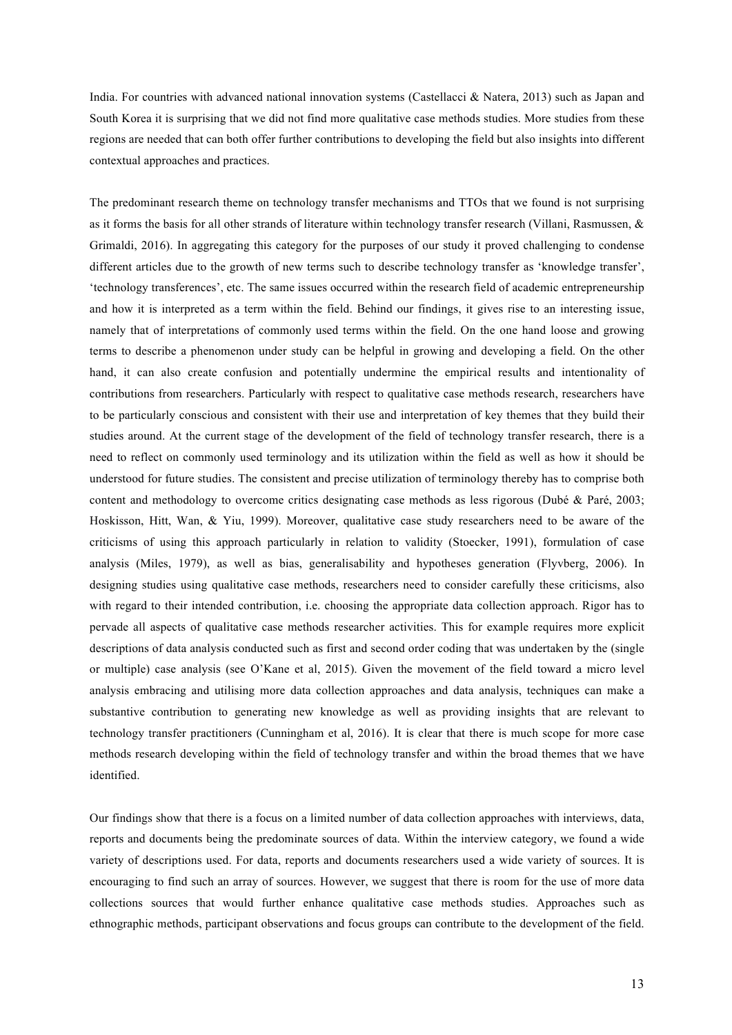India. For countries with advanced national innovation systems (Castellacci & Natera, 2013) such as Japan and South Korea it is surprising that we did not find more qualitative case methods studies. More studies from these regions are needed that can both offer further contributions to developing the field but also insights into different contextual approaches and practices.

The predominant research theme on technology transfer mechanisms and TTOs that we found is not surprising as it forms the basis for all other strands of literature within technology transfer research (Villani, Rasmussen, & Grimaldi, 2016). In aggregating this category for the purposes of our study it proved challenging to condense different articles due to the growth of new terms such to describe technology transfer as 'knowledge transfer', 'technology transferences', etc. The same issues occurred within the research field of academic entrepreneurship and how it is interpreted as a term within the field. Behind our findings, it gives rise to an interesting issue, namely that of interpretations of commonly used terms within the field. On the one hand loose and growing terms to describe a phenomenon under study can be helpful in growing and developing a field. On the other hand, it can also create confusion and potentially undermine the empirical results and intentionality of contributions from researchers. Particularly with respect to qualitative case methods research, researchers have to be particularly conscious and consistent with their use and interpretation of key themes that they build their studies around. At the current stage of the development of the field of technology transfer research, there is a need to reflect on commonly used terminology and its utilization within the field as well as how it should be understood for future studies. The consistent and precise utilization of terminology thereby has to comprise both content and methodology to overcome critics designating case methods as less rigorous (Dubé & Paré, 2003; Hoskisson, Hitt, Wan, & Yiu, 1999). Moreover, qualitative case study researchers need to be aware of the criticisms of using this approach particularly in relation to validity (Stoecker, 1991), formulation of case analysis (Miles, 1979), as well as bias, generalisability and hypotheses generation (Flyvberg, 2006). In designing studies using qualitative case methods, researchers need to consider carefully these criticisms, also with regard to their intended contribution, i.e. choosing the appropriate data collection approach. Rigor has to pervade all aspects of qualitative case methods researcher activities. This for example requires more explicit descriptions of data analysis conducted such as first and second order coding that was undertaken by the (single or multiple) case analysis (see O'Kane et al, 2015). Given the movement of the field toward a micro level analysis embracing and utilising more data collection approaches and data analysis, techniques can make a substantive contribution to generating new knowledge as well as providing insights that are relevant to technology transfer practitioners (Cunningham et al, 2016). It is clear that there is much scope for more case methods research developing within the field of technology transfer and within the broad themes that we have identified.

Our findings show that there is a focus on a limited number of data collection approaches with interviews, data, reports and documents being the predominate sources of data. Within the interview category, we found a wide variety of descriptions used. For data, reports and documents researchers used a wide variety of sources. It is encouraging to find such an array of sources. However, we suggest that there is room for the use of more data collections sources that would further enhance qualitative case methods studies. Approaches such as ethnographic methods, participant observations and focus groups can contribute to the development of the field.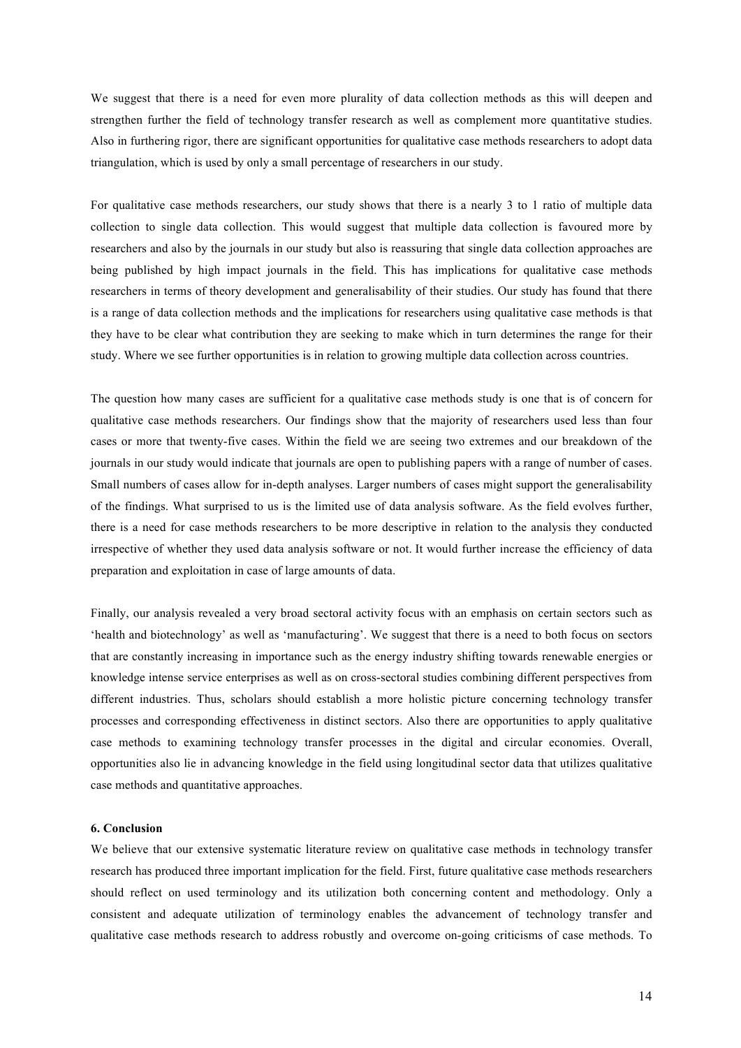We suggest that there is a need for even more plurality of data collection methods as this will deepen and strengthen further the field of technology transfer research as well as complement more quantitative studies. Also in furthering rigor, there are significant opportunities for qualitative case methods researchers to adopt data triangulation, which is used by only a small percentage of researchers in our study.

For qualitative case methods researchers, our study shows that there is a nearly 3 to 1 ratio of multiple data collection to single data collection. This would suggest that multiple data collection is favoured more by researchers and also by the journals in our study but also is reassuring that single data collection approaches are being published by high impact journals in the field. This has implications for qualitative case methods researchers in terms of theory development and generalisability of their studies. Our study has found that there is a range of data collection methods and the implications for researchers using qualitative case methods is that they have to be clear what contribution they are seeking to make which in turn determines the range for their study. Where we see further opportunities is in relation to growing multiple data collection across countries.

The question how many cases are sufficient for a qualitative case methods study is one that is of concern for qualitative case methods researchers. Our findings show that the majority of researchers used less than four cases or more that twenty-five cases. Within the field we are seeing two extremes and our breakdown of the journals in our study would indicate that journals are open to publishing papers with a range of number of cases. Small numbers of cases allow for in-depth analyses. Larger numbers of cases might support the generalisability of the findings. What surprised to us is the limited use of data analysis software. As the field evolves further, there is a need for case methods researchers to be more descriptive in relation to the analysis they conducted irrespective of whether they used data analysis software or not. It would further increase the efficiency of data preparation and exploitation in case of large amounts of data.

Finally, our analysis revealed a very broad sectoral activity focus with an emphasis on certain sectors such as 'health and biotechnology' as well as 'manufacturing'. We suggest that there is a need to both focus on sectors that are constantly increasing in importance such as the energy industry shifting towards renewable energies or knowledge intense service enterprises as well as on cross-sectoral studies combining different perspectives from different industries. Thus, scholars should establish a more holistic picture concerning technology transfer processes and corresponding effectiveness in distinct sectors. Also there are opportunities to apply qualitative case methods to examining technology transfer processes in the digital and circular economies. Overall, opportunities also lie in advancing knowledge in the field using longitudinal sector data that utilizes qualitative case methods and quantitative approaches.

## 6. Conclusion

We believe that our extensive systematic literature review on qualitative case methods in technology transfer research has produced three important implication for the field. First, future qualitative case methods researchers should reflect on used terminology and its utilization both concerning content and methodology. Only a consistent and adequate utilization of terminology enables the advancement of technology transfer and qualitative case methods research to address robustly and overcome on-going criticisms of case methods. To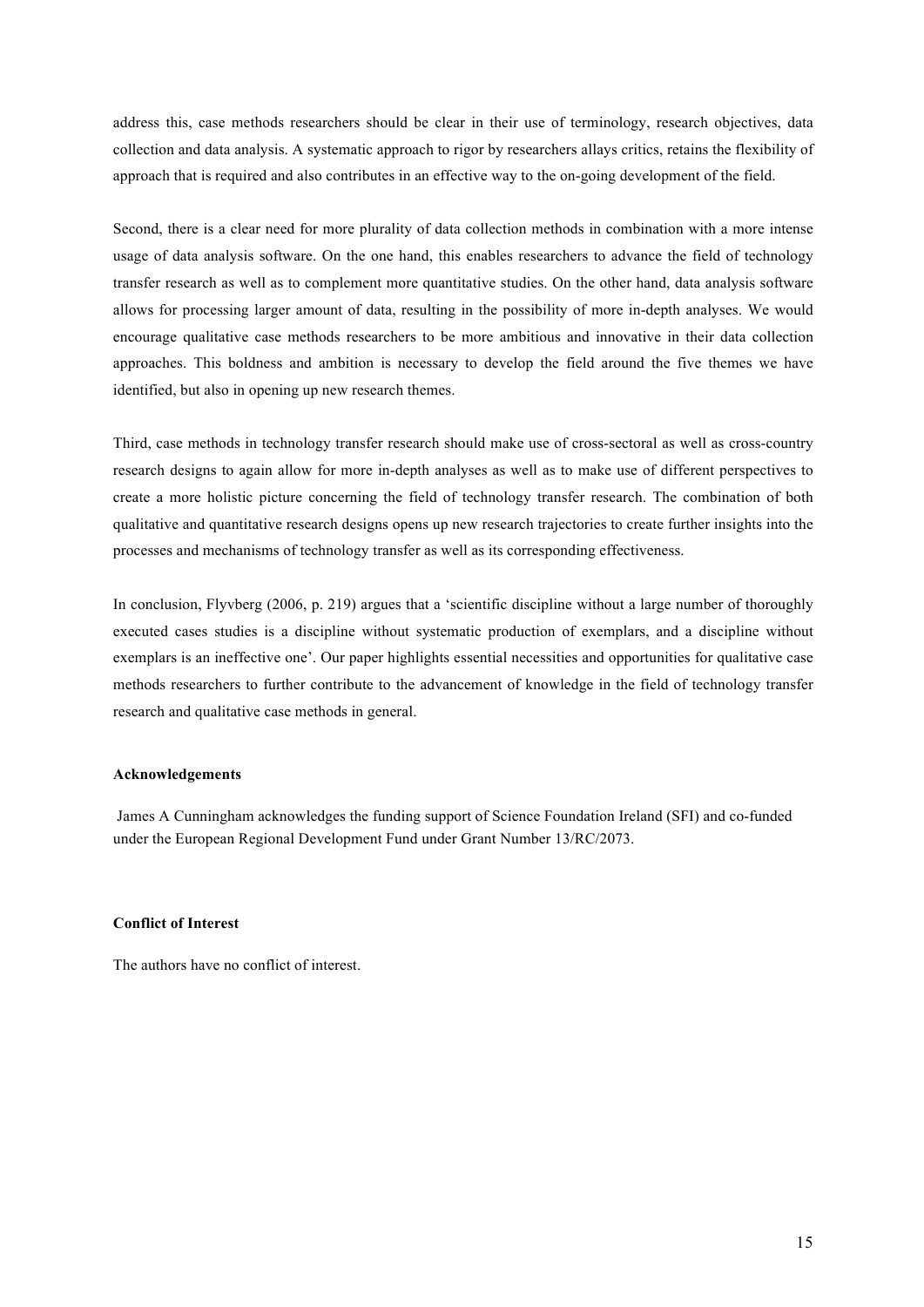address this, case methods researchers should be clear in their use of terminology, research objectives, data collection and data analysis. A systematic approach to rigor by researchers allays critics, retains the flexibility of approach that is required and also contributes in an effective way to the on-going development of the field.

Second, there is a clear need for more plurality of data collection methods in combination with a more intense usage of data analysis software. On the one hand, this enables researchers to advance the field of technology transfer research as well as to complement more quantitative studies. On the other hand, data analysis software allows for processing larger amount of data, resulting in the possibility of more in-depth analyses. We would encourage qualitative case methods researchers to be more ambitious and innovative in their data collection approaches. This boldness and ambition is necessary to develop the field around the five themes we have identified, but also in opening up new research themes.

Third, case methods in technology transfer research should make use of cross-sectoral as well as cross-country research designs to again allow for more in-depth analyses as well as to make use of different perspectives to create a more holistic picture concerning the field of technology transfer research. The combination of both qualitative and quantitative research designs opens up new research trajectories to create further insights into the processes and mechanisms of technology transfer as well as its corresponding effectiveness.

In conclusion, Flyvberg (2006, p. 219) argues that a 'scientific discipline without a large number of thoroughly executed cases studies is a discipline without systematic production of exemplars, and a discipline without exemplars is an ineffective one'. Our paper highlights essential necessities and opportunities for qualitative case methods researchers to further contribute to the advancement of knowledge in the field of technology transfer research and qualitative case methods in general.

**Acknowledgements**

James A Cunningham acknowledges the funding support of Science Foundation Ireland (SFI) and co-funded under the European Regional Development Fund under Grant Number 13/RC/2073.

**Conflict of Interest**

The authors have no conflict of interest.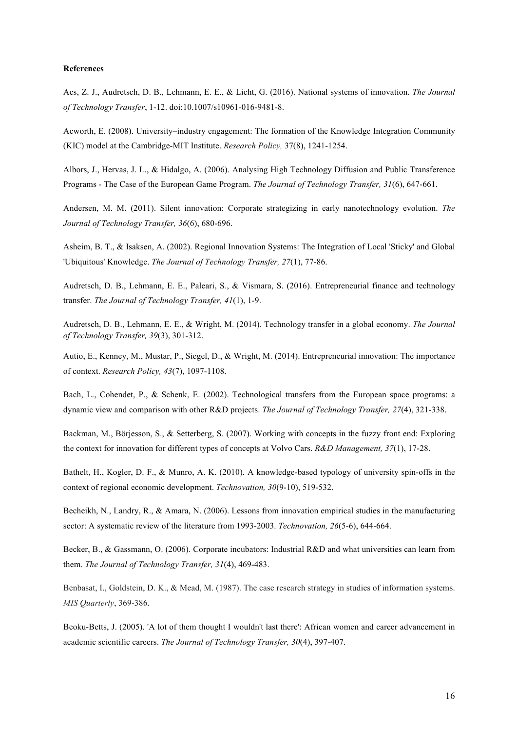**References**

Acs, Z. J., Audretsch, D. B., Lehmann, E. E., & Licht, G. (2016). National systems of innovation. *The Journal of Technology Transfer*, 1-12. doi:10.1007/s10961-016-9481-8.

Acworth, E. (2008). University–industry engagement: The formation of the Knowledge Integration Community (KIC) model at the Cambridge-MIT Institute. *Research Policy,* 37(8), 1241-1254.

Albors, J., Hervas, J. L., & Hidalgo, A. (2006). Analysing High Technology Diffusion and Public Transference Programs - The Case of the European Game Program. *The Journal of Technology Transfer, 31*(6), 647-661.

Andersen, M. M. (2011). Silent innovation: Corporate strategizing in early nanotechnology evolution. *The Journal of Technology Transfer, 36*(6), 680-696.

Asheim, B. T., & Isaksen, A. (2002). Regional Innovation Systems: The Integration of Local 'Sticky' and Global 'Ubiquitous' Knowledge. *The Journal of Technology Transfer, 27*(1), 77-86.

Audretsch, D. B., Lehmann, E. E., Paleari, S., & Vismara, S. (2016). Entrepreneurial finance and technology transfer. *The Journal of Technology Transfer, 41*(1), 1-9.

Audretsch, D. B., Lehmann, E. E., & Wright, M. (2014). Technology transfer in a global economy. *The Journal of Technology Transfer, 39*(3), 301-312.

Autio, E., Kenney, M., Mustar, P., Siegel, D., & Wright, M. (2014). Entrepreneurial innovation: The importance of context. *Research Policy, 43*(7), 1097-1108.

Bach, L., Cohendet, P., & Schenk, E. (2002). Technological transfers from the European space programs: a dynamic view and comparison with other R&D projects. *The Journal of Technology Transfer, 27*(4), 321-338.

Backman, M., Börjesson, S., & Setterberg, S. (2007). Working with concepts in the fuzzy front end: Exploring the context for innovation for different types of concepts at Volvo Cars. *R&D Management, 37*(1), 17-28.

Bathelt, H., Kogler, D. F., & Munro, A. K. (2010). A knowledge-based typology of university spin-offs in the context of regional economic development. *Technovation, 30*(9-10), 519-532.

Becheikh, N., Landry, R., & Amara, N. (2006). Lessons from innovation empirical studies in the manufacturing sector: A systematic review of the literature from 1993-2003. *Technovation, 26*(5-6), 644-664.

Becker, B., & Gassmann, O. (2006). Corporate incubators: Industrial R&D and what universities can learn from them. *The Journal of Technology Transfer, 31*(4), 469-483.

Benbasat, I., Goldstein, D. K., & Mead, M. (1987). The case research strategy in studies of information systems. *MIS Quarterly*, 369-386.

Beoku-Betts, J. (2005). 'A lot of them thought I wouldn't last there': African women and career advancement in academic scientific careers. *The Journal of Technology Transfer, 30*(4), 397-407.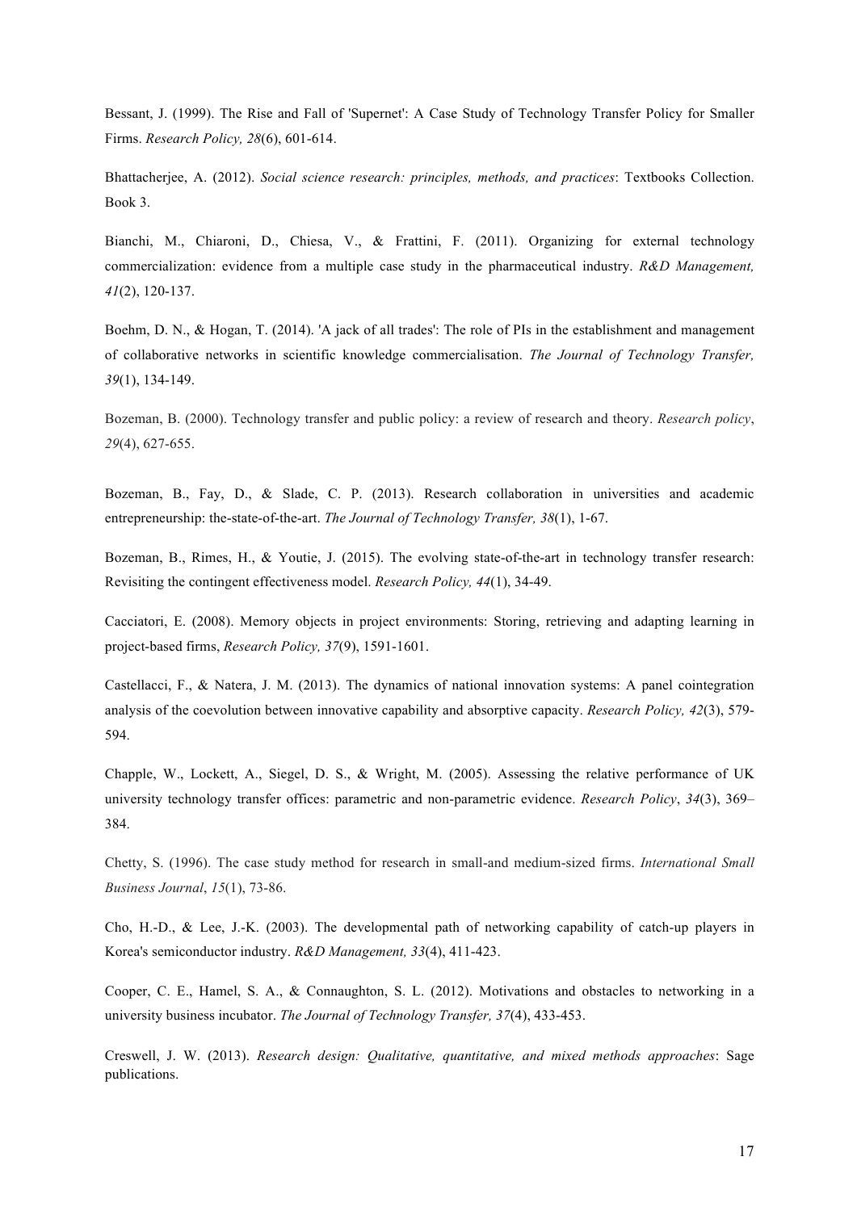Bessant, J. (1999). The Rise and Fall of 'Supernet': A Case Study of Technology Transfer Policy for Smaller Firms. *Research Policy, 28*(6), 601-614.

Bhattacherjee, A. (2012). *Social science research: principles, methods, and practices*: Textbooks Collection. Book 3.

Bianchi, M., Chiaroni, D., Chiesa, V., & Frattini, F. (2011). Organizing for external technology commercialization: evidence from a multiple case study in the pharmaceutical industry. *R&D Management, 41*(2), 120-137.

Boehm, D. N., & Hogan, T. (2014). 'A jack of all trades': The role of PIs in the establishment and management of collaborative networks in scientific knowledge commercialisation. *The Journal of Technology Transfer, 39*(1), 134-149.

Bozeman, B. (2000). Technology transfer and public policy: a review of research and theory. *Research policy*, *29*(4), 627-655.

Bozeman, B., Fay, D., & Slade, C. P. (2013). Research collaboration in universities and academic entrepreneurship: the-state-of-the-art. *The Journal of Technology Transfer, 38*(1), 1-67.

Bozeman, B., Rimes, H., & Youtie, J. (2015). The evolving state-of-the-art in technology transfer research: Revisiting the contingent effectiveness model. *Research Policy, 44*(1), 34-49.

Cacciatori, E. (2008). Memory objects in project environments: Storing, retrieving and adapting learning in project-based firms, *Research Policy, 37*(9), 1591-1601.

Castellacci, F., & Natera, J. M. (2013). The dynamics of national innovation systems: A panel cointegration analysis of the coevolution between innovative capability and absorptive capacity. *Research Policy, 42*(3), 579-594.

Chapple, W., Lockett, A., Siegel, D. S., & Wright, M. (2005). Assessing the relative performance of UK university technology transfer offices: parametric and non-parametric evidence. *Research Policy*, *34*(3), 369–384.

Chetty, S. (1996). The case study method for research in small-and medium-sized firms. *International Small Business Journal*, *15*(1), 73-86.

Cho, H.-D., & Lee, J.-K. (2003). The developmental path of networking capability of catch-up players in Korea's semiconductor industry. *R&D Management, 33*(4), 411-423.

Cooper, C. E., Hamel, S. A., & Connaughton, S. L. (2012). Motivations and obstacles to networking in a university business incubator. *The Journal of Technology Transfer, 37*(4), 433-453.

Creswell, J. W. (2013). *Research design: Qualitative, quantitative, and mixed methods approaches*: Sage publications.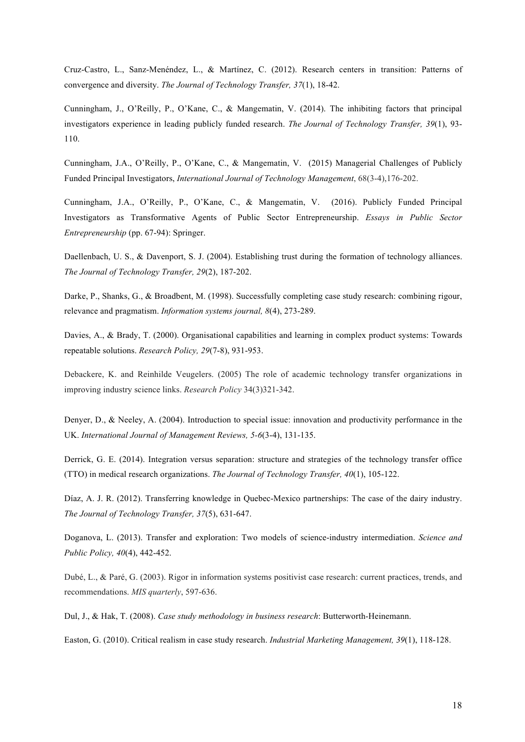Cruz-Castro, L., Sanz-Menéndez, L., & Martínez, C. (2012). Research centers in transition: Patterns of convergence and diversity. *The Journal of Technology Transfer, 37*(1), 18-42.

Cunningham, J., O'Reilly, P., O'Kane, C., & Mangematin, V. (2014). The inhibiting factors that principal investigators experience in leading publicly funded research. *The Journal of Technology Transfer, 39*(1), 93-110.

Cunningham, J.A., O'Reilly, P., O'Kane, C., & Mangematin, V. (2015) Managerial Challenges of Publicly Funded Principal Investigators, *International Journal of Technology Management*, 68(3-4),176-202.

Cunningham, J.A., O'Reilly, P., O'Kane, C., & Mangematin, V. (2016). Publicly Funded Principal Investigators as Transformative Agents of Public Sector Entrepreneurship. *Essays in Public Sector Entrepreneurship* (pp. 67-94): Springer.

Daellenbach, U. S., & Davenport, S. J. (2004). Establishing trust during the formation of technology alliances. *The Journal of Technology Transfer, 29*(2), 187-202.

Darke, P., Shanks, G., & Broadbent, M. (1998). Successfully completing case study research: combining rigour, relevance and pragmatism. *Information systems journal, 8*(4), 273-289.

Davies, A., & Brady, T. (2000). Organisational capabilities and learning in complex product systems: Towards repeatable solutions. *Research Policy, 29*(7-8), 931-953.

Debackere, K. and Reinhilde Veugelers. (2005) The role of academic technology transfer organizations in improving industry science links. *Research Policy* 34(3)321-342.

Denyer, D., & Neeley, A. (2004). Introduction to special issue: innovation and productivity performance in the UK. *International Journal of Management Reviews, 5-6*(3-4), 131-135.

Derrick, G. E. (2014). Integration versus separation: structure and strategies of the technology transfer office (TTO) in medical research organizations. *The Journal of Technology Transfer, 40*(1), 105-122.

Díaz, A. J. R. (2012). Transferring knowledge in Quebec-Mexico partnerships: The case of the dairy industry. *The Journal of Technology Transfer, 37*(5), 631-647.

Doganova, L. (2013). Transfer and exploration: Two models of science-industry intermediation. *Science and Public Policy, 40*(4), 442-452.

Dubé, L., & Paré, G. (2003). Rigor in information systems positivist case research: current practices, trends, and recommendations. *MIS quarterly*, 597-636.

Dul, J., & Hak, T. (2008). *Case study methodology in business research*: Butterworth-Heinemann.

Easton, G. (2010). Critical realism in case study research. *Industrial Marketing Management, 39*(1), 118-128.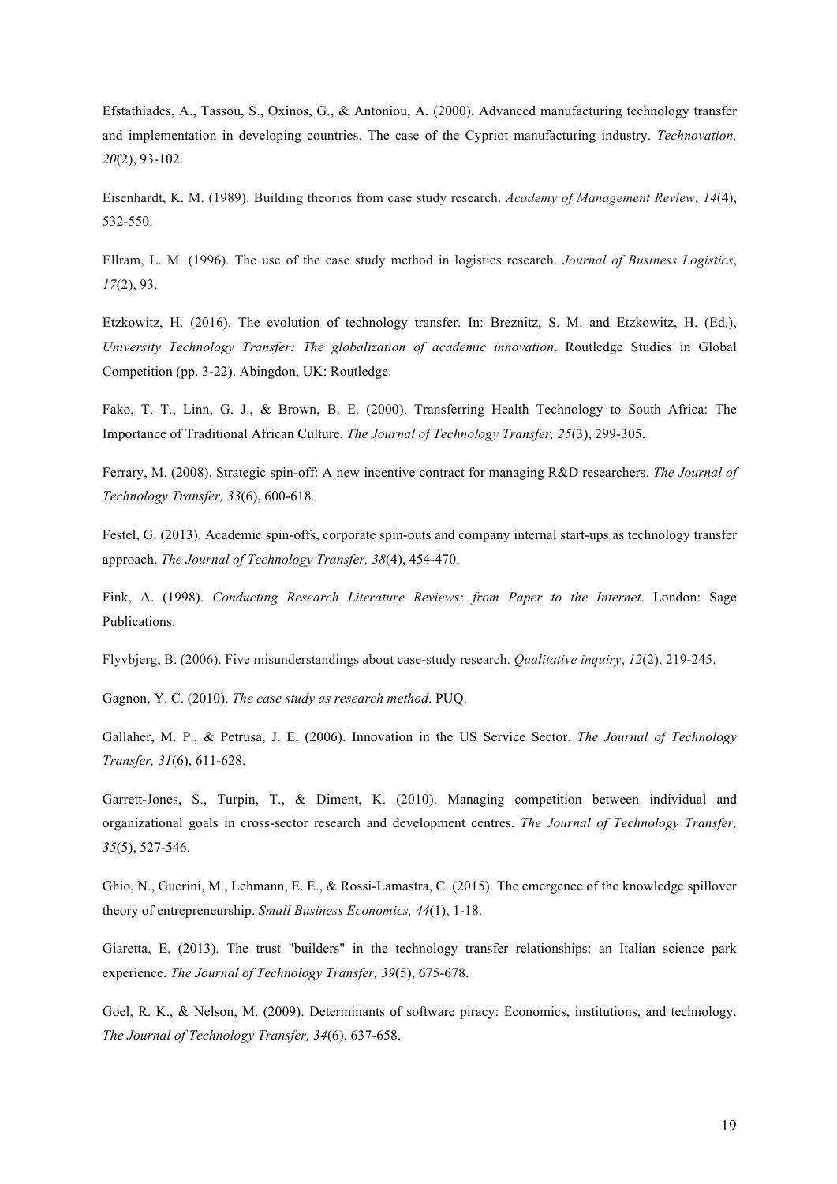Efstathiades, A., Tassou, S., Oxinos, G., & Antoniou, A. (2000). Advanced manufacturing technology transfer and implementation in developing countries. The case of the Cypriot manufacturing industry. *Technovation, 20*(2), 93-102.

Eisenhardt, K. M. (1989). Building theories from case study research. *Academy of Management Review*, *14*(4), 532-550.

Ellram, L. M. (1996). The use of the case study method in logistics research. *Journal of Business Logistics*, *17*(2), 93.

Etzkowitz, H. (2016). The evolution of technology transfer. In: Breznitz, S. M. and Etzkowitz, H. (Ed.), *University Technology Transfer: The globalization of academic innovation*. Routledge Studies in Global Competition (pp. 3-22). Abingdon, UK: Routledge.

Fako, T. T., Linn, G. J., & Brown, B. E. (2000). Transferring Health Technology to South Africa: The Importance of Traditional African Culture. *The Journal of Technology Transfer, 25*(3), 299-305.

Ferrary, M. (2008). Strategic spin-off: A new incentive contract for managing R&D researchers. *The Journal of Technology Transfer, 33*(6), 600-618.

Festel, G. (2013). Academic spin-offs, corporate spin-outs and company internal start-ups as technology transfer approach. *The Journal of Technology Transfer, 38*(4), 454-470.

Fink, A. (1998). *Conducting Research Literature Reviews: from Paper to the Internet*. London: Sage Publications.

Flyvbjerg, B. (2006). Five misunderstandings about case-study research. *Qualitative inquiry*, *12*(2), 219-245.

Gagnon, Y. C. (2010). *The case study as research method*. PUQ.

Gallaher, M. P., & Petrusa, J. E. (2006). Innovation in the US Service Sector. *The Journal of Technology Transfer, 31*(6), 611-628.

Garrett-Jones, S., Turpin, T., & Diment, K. (2010). Managing competition between individual and organizational goals in cross-sector research and development centres. *The Journal of Technology Transfer, 35*(5), 527-546.

Ghio, N., Guerini, M., Lehmann, E. E., & Rossi-Lamastra, C. (2015). The emergence of the knowledge spillover theory of entrepreneurship. *Small Business Economics, 44*(1), 1-18.

Giaretta, E. (2013). The trust "builders" in the technology transfer relationships: an Italian science park experience. *The Journal of Technology Transfer, 39*(5), 675-678.

Goel, R. K., & Nelson, M. (2009). Determinants of software piracy: Economics, institutions, and technology. *The Journal of Technology Transfer, 34*(6), 637-658.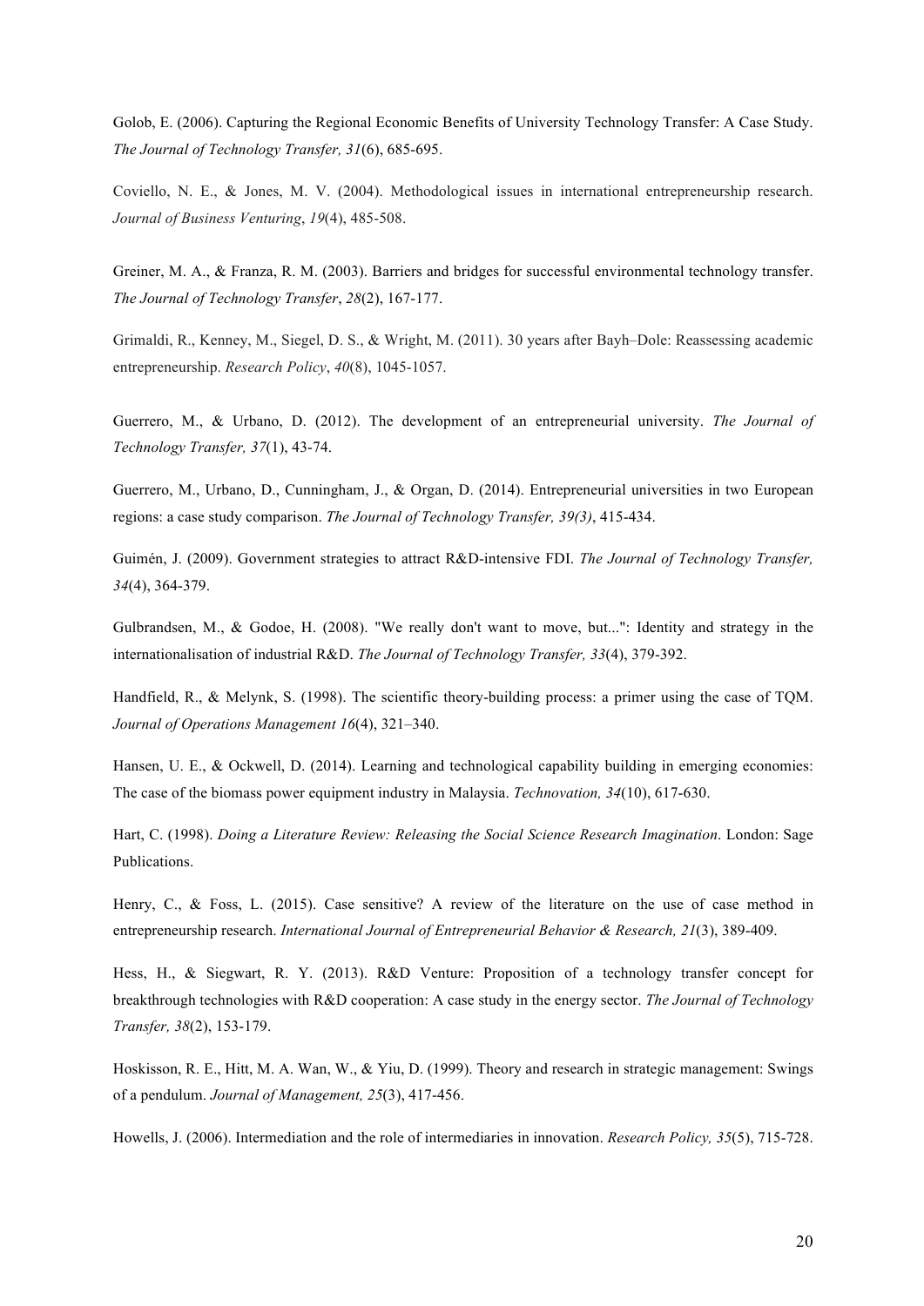Golob, E. (2006). Capturing the Regional Economic Benefits of University Technology Transfer: A Case Study. *The Journal of Technology Transfer, 31*(6), 685-695.

Coviello, N. E., & Jones, M. V. (2004). Methodological issues in international entrepreneurship research. *Journal of Business Venturing*, *19*(4), 485-508.

Greiner, M. A., & Franza, R. M. (2003). Barriers and bridges for successful environmental technology transfer. *The Journal of Technology Transfer*, *28*(2), 167-177.

Grimaldi, R., Kenney, M., Siegel, D. S., & Wright, M. (2011). 30 years after Bayh–Dole: Reassessing academic entrepreneurship. *Research Policy*, *40*(8), 1045-1057.

Guerrero, M., & Urbano, D. (2012). The development of an entrepreneurial university. *The Journal of Technology Transfer, 37*(1), 43-74.

Guerrero, M., Urbano, D., Cunningham, J., & Organ, D. (2014). Entrepreneurial universities in two European regions: a case study comparison. *The Journal of Technology Transfer, 39(3)*, 415-434.

Guimén, J. (2009). Government strategies to attract R&D-intensive FDI. *The Journal of Technology Transfer, 34*(4), 364-379.

Gulbrandsen, M., & Godoe, H. (2008). "We really don't want to move, but...": Identity and strategy in the internationalisation of industrial R&D. *The Journal of Technology Transfer, 33*(4), 379-392.

Handfield, R., & Melynk, S. (1998). The scientific theory-building process: a primer using the case of TQM. *Journal of Operations Management 16*(4), 321–340.

Hansen, U. E., & Ockwell, D. (2014). Learning and technological capability building in emerging economies: The case of the biomass power equipment industry in Malaysia. *Technovation, 34*(10), 617-630.

Hart, C. (1998). *Doing a Literature Review: Releasing the Social Science Research Imagination*. London: Sage Publications.

Henry, C., & Foss, L. (2015). Case sensitive? A review of the literature on the use of case method in entrepreneurship research. *International Journal of Entrepreneurial Behavior & Research, 21*(3), 389-409.

Hess, H., & Siegwart, R. Y. (2013). R&D Venture: Proposition of a technology transfer concept for breakthrough technologies with R&D cooperation: A case study in the energy sector. *The Journal of Technology Transfer, 38*(2), 153-179.

Hoskisson, R. E., Hitt, M. A. Wan, W., & Yiu, D. (1999). Theory and research in strategic management: Swings of a pendulum. *Journal of Management, 25*(3), 417-456.

Howells, J. (2006). Intermediation and the role of intermediaries in innovation. *Research Policy, 35*(5), 715-728.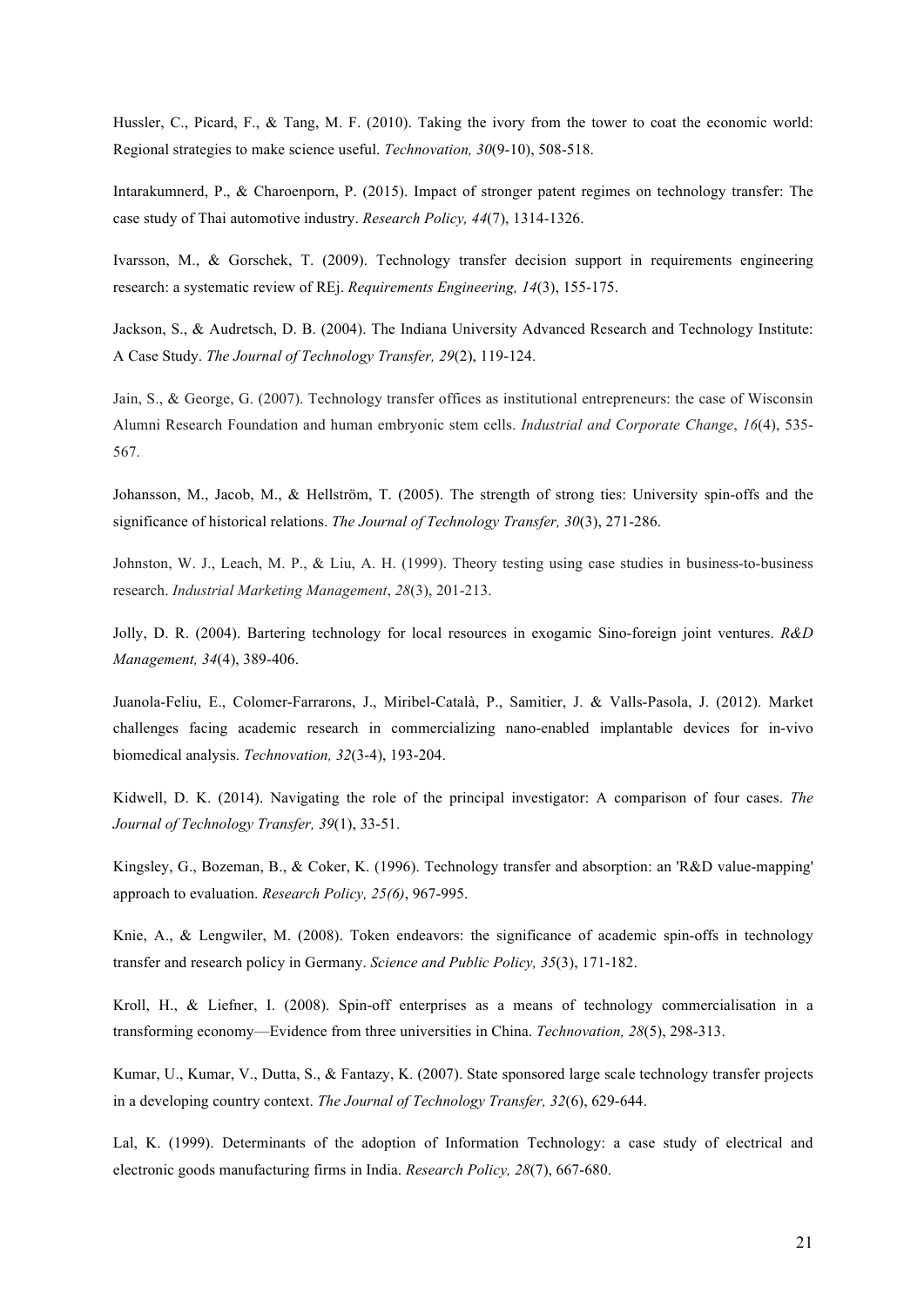Hussler, C., Picard, F., & Tang, M. F. (2010). Taking the ivory from the tower to coat the economic world: Regional strategies to make science useful. *Technovation, 30*(9-10), 508-518.

Intarakumnerd, P., & Charoenporn, P. (2015). Impact of stronger patent regimes on technology transfer: The case study of Thai automotive industry. *Research Policy, 44*(7), 1314-1326.

Ivarsson, M., & Gorschek, T. (2009). Technology transfer decision support in requirements engineering research: a systematic review of REj. *Requirements Engineering, 14*(3), 155-175.

Jackson, S., & Audretsch, D. B. (2004). The Indiana University Advanced Research and Technology Institute: A Case Study. *The Journal of Technology Transfer, 29*(2), 119-124.

Jain, S., & George, G. (2007). Technology transfer offices as institutional entrepreneurs: the case of Wisconsin Alumni Research Foundation and human embryonic stem cells. *Industrial and Corporate Change*, *16*(4), 535-567.

Johansson, M., Jacob, M., & Hellström, T. (2005). The strength of strong ties: University spin-offs and the significance of historical relations. *The Journal of Technology Transfer, 30*(3), 271-286.

Johnston, W. J., Leach, M. P., & Liu, A. H. (1999). Theory testing using case studies in business-to-business research. *Industrial Marketing Management*, *28*(3), 201-213.

Jolly, D. R. (2004). Bartering technology for local resources in exogamic Sino-foreign joint ventures. *R&D Management, 34*(4), 389-406.

Juanola-Feliu, E., Colomer-Farrarons, J., Miribel-Català, P., Samitier, J. & Valls-Pasola, J. (2012). Market challenges facing academic research in commercializing nano-enabled implantable devices for in-vivo biomedical analysis. *Technovation, 32*(3-4), 193-204.

Kidwell, D. K. (2014). Navigating the role of the principal investigator: A comparison of four cases. *The Journal of Technology Transfer, 39*(1), 33-51.

Kingsley, G., Bozeman, B., & Coker, K. (1996). Technology transfer and absorption: an 'R&D value-mapping' approach to evaluation. *Research Policy, 25(6)*, 967-995.

Knie, A., & Lengwiler, M. (2008). Token endeavors: the significance of academic spin-offs in technology transfer and research policy in Germany. *Science and Public Policy, 35*(3), 171-182.

Kroll, H., & Liefner, I. (2008). Spin-off enterprises as a means of technology commercialisation in a transforming economy—Evidence from three universities in China. *Technovation, 28*(5), 298-313.

Kumar, U., Kumar, V., Dutta, S., & Fantazy, K. (2007). State sponsored large scale technology transfer projects in a developing country context. *The Journal of Technology Transfer, 32*(6), 629-644.

Lal, K. (1999). Determinants of the adoption of Information Technology: a case study of electrical and electronic goods manufacturing firms in India. *Research Policy, 28*(7), 667-680.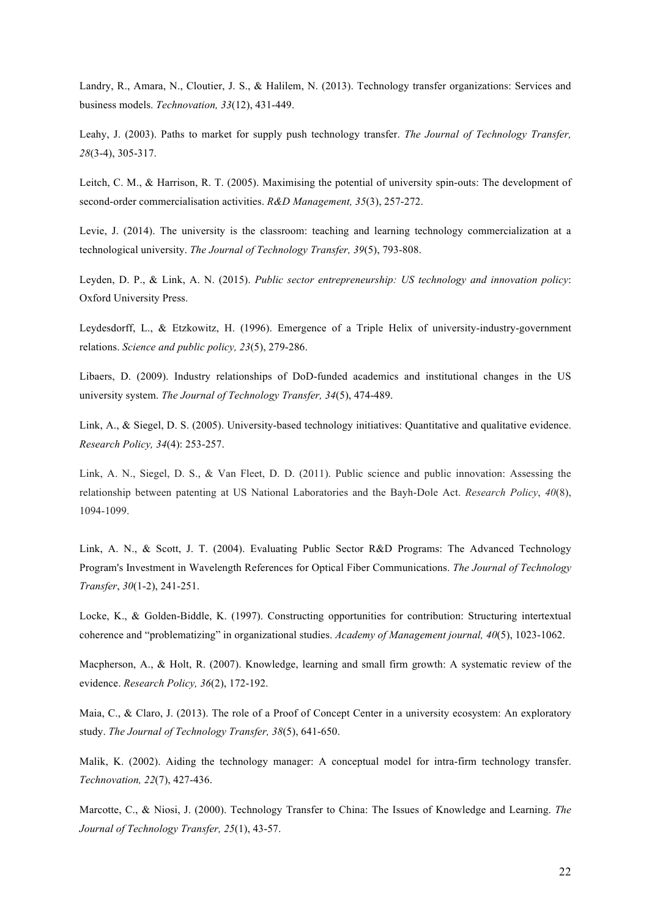Landry, R., Amara, N., Cloutier, J. S., & Halilem, N. (2013). Technology transfer organizations: Services and business models. *Technovation, 33*(12), 431-449.

Leahy, J. (2003). Paths to market for supply push technology transfer. *The Journal of Technology Transfer, 28*(3-4), 305-317.

Leitch, C. M., & Harrison, R. T. (2005). Maximising the potential of university spin-outs: The development of second-order commercialisation activities. *R&D Management, 35*(3), 257-272.

Levie, J. (2014). The university is the classroom: teaching and learning technology commercialization at a technological university. *The Journal of Technology Transfer, 39*(5), 793-808.

Leyden, D. P., & Link, A. N. (2015). *Public sector entrepreneurship: US technology and innovation policy*: Oxford University Press.

Leydesdorff, L., & Etzkowitz, H. (1996). Emergence of a Triple Helix of university-industry-government relations. *Science and public policy, 23*(5), 279-286.

Libaers, D. (2009). Industry relationships of DoD-funded academics and institutional changes in the US university system. *The Journal of Technology Transfer, 34*(5), 474-489.

Link, A., & Siegel, D. S. (2005). University-based technology initiatives: Quantitative and qualitative evidence. *Research Policy, 34*(4): 253-257.

Link, A. N., Siegel, D. S., & Van Fleet, D. D. (2011). Public science and public innovation: Assessing the relationship between patenting at US National Laboratories and the Bayh-Dole Act. *Research Policy*, *40*(8), 1094-1099.

Link, A. N., & Scott, J. T. (2004). Evaluating Public Sector R&D Programs: The Advanced Technology Program's Investment in Wavelength References for Optical Fiber Communications. *The Journal of Technology Transfer*, *30*(1-2), 241-251.

Locke, K., & Golden-Biddle, K. (1997). Constructing opportunities for contribution: Structuring intertextual coherence and "problematizing" in organizational studies. *Academy of Management journal, 40*(5), 1023-1062.

Macpherson, A., & Holt, R. (2007). Knowledge, learning and small firm growth: A systematic review of the evidence. *Research Policy, 36*(2), 172-192.

Maia, C., & Claro, J. (2013). The role of a Proof of Concept Center in a university ecosystem: An exploratory study. *The Journal of Technology Transfer, 38*(5), 641-650.

Malik, K. (2002). Aiding the technology manager: A conceptual model for intra-firm technology transfer. *Technovation, 22*(7), 427-436.

Marcotte, C., & Niosi, J. (2000). Technology Transfer to China: The Issues of Knowledge and Learning. *The Journal of Technology Transfer, 25*(1), 43-57.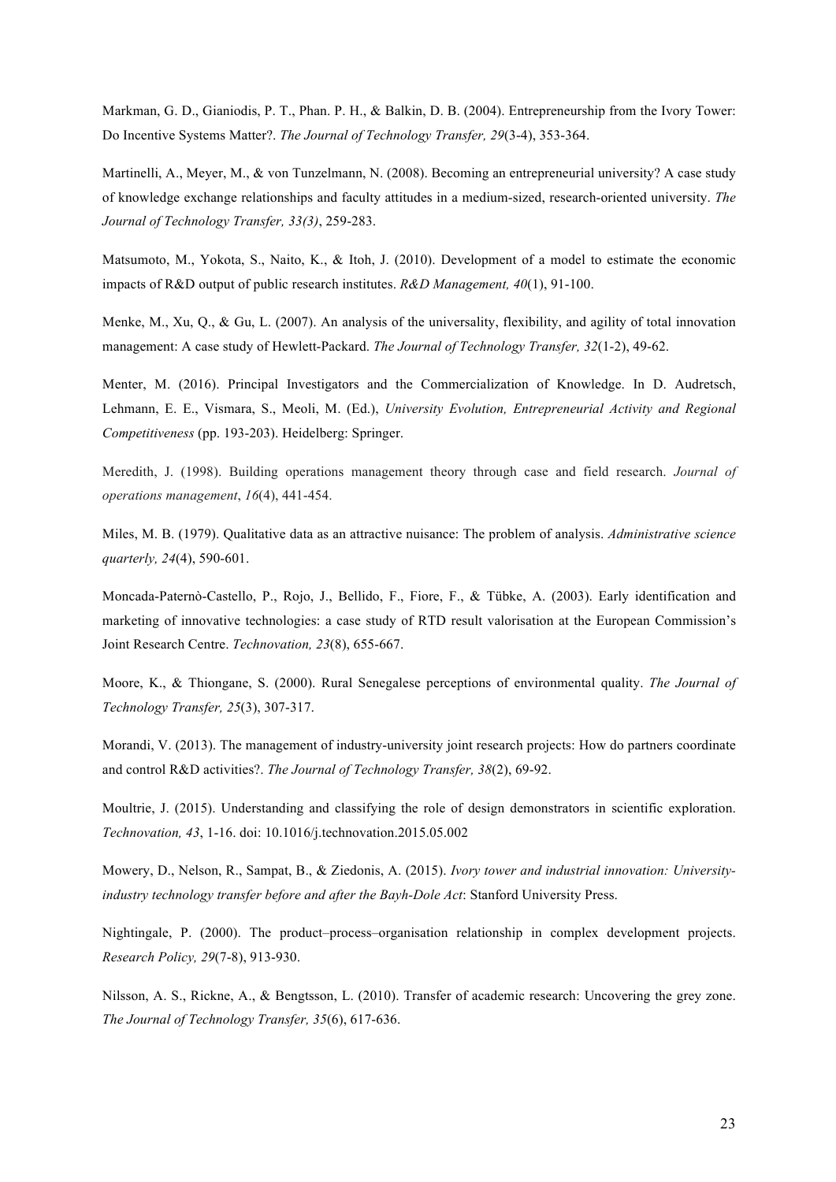Markman, G. D., Gianiodis, P. T., Phan. P. H., & Balkin, D. B. (2004). Entrepreneurship from the Ivory Tower: Do Incentive Systems Matter?. *The Journal of Technology Transfer, 29*(3-4), 353-364.

Martinelli, A., Meyer, M., & von Tunzelmann, N. (2008). Becoming an entrepreneurial university? A case study of knowledge exchange relationships and faculty attitudes in a medium-sized, research-oriented university. *The Journal of Technology Transfer, 33(3)*, 259-283.

Matsumoto, M., Yokota, S., Naito, K., & Itoh, J. (2010). Development of a model to estimate the economic impacts of R&D output of public research institutes. *R&D Management, 40*(1), 91-100.

Menke, M., Xu, Q., & Gu, L. (2007). An analysis of the universality, flexibility, and agility of total innovation management: A case study of Hewlett-Packard. *The Journal of Technology Transfer, 32*(1-2), 49-62.

Menter, M. (2016). Principal Investigators and the Commercialization of Knowledge. In D. Audretsch, Lehmann, E. E., Vismara, S., Meoli, M. (Ed.), *University Evolution, Entrepreneurial Activity and Regional Competitiveness* (pp. 193-203). Heidelberg: Springer.

Meredith, J. (1998). Building operations management theory through case and field research. *Journal of operations management*, *16*(4), 441-454.

Miles, M. B. (1979). Qualitative data as an attractive nuisance: The problem of analysis. *Administrative science quarterly, 24*(4), 590-601.

Moncada-Paternò-Castello, P., Rojo, J., Bellido, F., Fiore, F., & Tübke, A. (2003). Early identification and marketing of innovative technologies: a case study of RTD result valorisation at the European Commission's Joint Research Centre. *Technovation, 23*(8), 655-667.

Moore, K., & Thiongane, S. (2000). Rural Senegalese perceptions of environmental quality. *The Journal of Technology Transfer, 25*(3), 307-317.

Morandi, V. (2013). The management of industry-university joint research projects: How do partners coordinate and control R&D activities?. *The Journal of Technology Transfer, 38*(2), 69-92.

Moultrie, J. (2015). Understanding and classifying the role of design demonstrators in scientific exploration. *Technovation, 43*, 1-16. doi: 10.1016/j.technovation.2015.05.002

Mowery, D., Nelson, R., Sampat, B., & Ziedonis, A. (2015). *Ivory tower and industrial innovation: University-industry technology transfer before and after the Bayh-Dole Act*: Stanford University Press.

Nightingale, P. (2000). The product–process–organisation relationship in complex development projects. *Research Policy, 29*(7-8), 913-930.

Nilsson, A. S., Rickne, A., & Bengtsson, L. (2010). Transfer of academic research: Uncovering the grey zone. *The Journal of Technology Transfer, 35*(6), 617-636.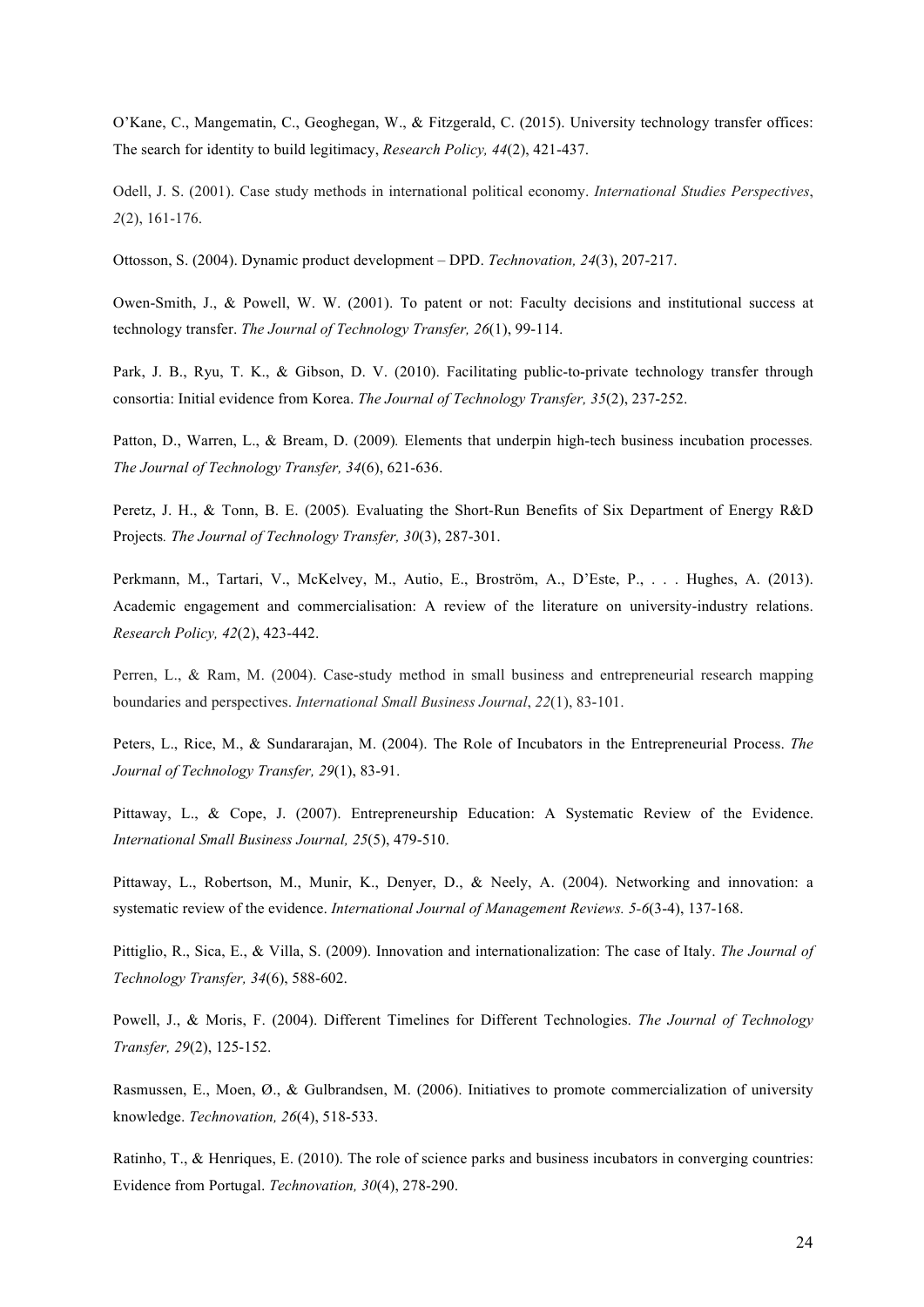O'Kane, C., Mangematin, C., Geoghegan, W., & Fitzgerald, C. (2015). University technology transfer offices: The search for identity to build legitimacy, *Research Policy, 44*(2), 421-437.

Odell, J. S. (2001). Case study methods in international political economy. *International Studies Perspectives*, *2*(2), 161-176.

Ottosson, S. (2004). Dynamic product development – DPD. *Technovation, 24*(3), 207-217.

Owen-Smith, J., & Powell, W. W. (2001). To patent or not: Faculty decisions and institutional success at technology transfer. *The Journal of Technology Transfer, 26*(1), 99-114.

Park, J. B., Ryu, T. K., & Gibson, D. V. (2010). Facilitating public-to-private technology transfer through consortia: Initial evidence from Korea. *The Journal of Technology Transfer, 35*(2), 237-252.

Patton, D., Warren, L., & Bream, D. (2009). Elements that underpin high-tech business incubation processes. *The Journal of Technology Transfer, 34*(6), 621-636.

Peretz, J. H., & Tonn, B. E. (2005). Evaluating the Short-Run Benefits of Six Department of Energy R&D Projects. *The Journal of Technology Transfer, 30*(3), 287-301.

Perkmann, M., Tartari, V., McKelvey, M., Autio, E., Broström, A., D'Este, P., . . . Hughes, A. (2013). Academic engagement and commercialisation: A review of the literature on university-industry relations. *Research Policy, 42*(2), 423-442.

Perren, L., & Ram, M. (2004). Case-study method in small business and entrepreneurial research mapping boundaries and perspectives. *International Small Business Journal*, *22*(1), 83-101.

Peters, L., Rice, M., & Sundararajan, M. (2004). The Role of Incubators in the Entrepreneurial Process. *The Journal of Technology Transfer, 29*(1), 83-91.

Pittaway, L., & Cope, J. (2007). Entrepreneurship Education: A Systematic Review of the Evidence. *International Small Business Journal, 25*(5), 479-510.

Pittaway, L., Robertson, M., Munir, K., Denyer, D., & Neely, A. (2004). Networking and innovation: a systematic review of the evidence. *International Journal of Management Reviews. 5-6*(3-4), 137-168.

Pittiglio, R., Sica, E., & Villa, S. (2009). Innovation and internationalization: The case of Italy. *The Journal of Technology Transfer, 34*(6), 588-602.

Powell, J., & Moris, F. (2004). Different Timelines for Different Technologies. *The Journal of Technology Transfer, 29*(2), 125-152.

Rasmussen, E., Moen, Ø., & Gulbrandsen, M. (2006). Initiatives to promote commercialization of university knowledge. *Technovation, 26*(4), 518-533.

Ratinho, T., & Henriques, E. (2010). The role of science parks and business incubators in converging countries: Evidence from Portugal. *Technovation, 30*(4), 278-290.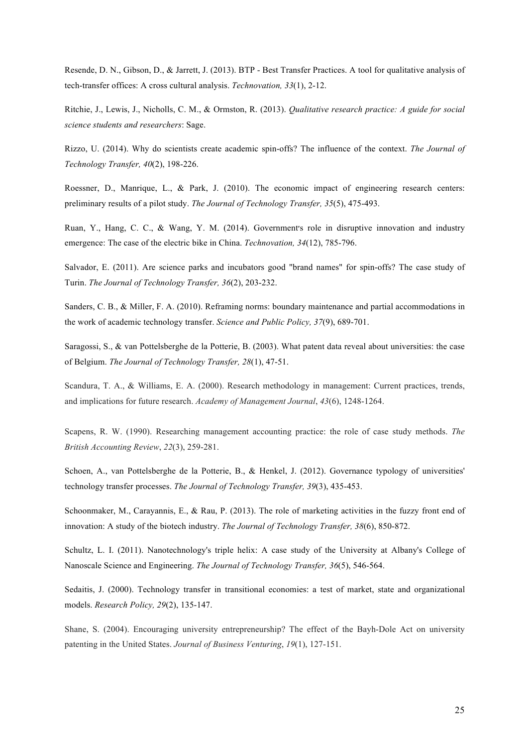Resende, D. N., Gibson, D., & Jarrett, J. (2013). BTP - Best Transfer Practices. A tool for qualitative analysis of tech-transfer offices: A cross cultural analysis. *Technovation, 33*(1), 2-12.

Ritchie, J., Lewis, J., Nicholls, C. M., & Ormston, R. (2013). *Qualitative research practice: A guide for social science students and researchers*: Sage.

Rizzo, U. (2014). Why do scientists create academic spin-offs? The influence of the context. *The Journal of Technology Transfer, 40*(2), 198-226.

Roessner, D., Manrique, L., & Park, J. (2010). The economic impact of engineering research centers: preliminary results of a pilot study. *The Journal of Technology Transfer, 35*(5), 475-493.

Ruan, Y., Hang, C. C., & Wang, Y. M. (2014). Government's role in disruptive innovation and industry emergence: The case of the electric bike in China. *Technovation, 34*(12), 785-796.

Salvador, E. (2011). Are science parks and incubators good "brand names" for spin-offs? The case study of Turin. *The Journal of Technology Transfer, 36*(2), 203-232.

Sanders, C. B., & Miller, F. A. (2010). Reframing norms: boundary maintenance and partial accommodations in the work of academic technology transfer. *Science and Public Policy, 37*(9), 689-701.

Saragossi, S., & van Pottelsberghe de la Potterie, B. (2003). What patent data reveal about universities: the case of Belgium. *The Journal of Technology Transfer, 28*(1), 47-51.

Scandura, T. A., & Williams, E. A. (2000). Research methodology in management: Current practices, trends, and implications for future research. *Academy of Management Journal*, *43*(6), 1248-1264.

Scapens, R. W. (1990). Researching management accounting practice: the role of case study methods. *The British Accounting Review*, *22*(3), 259-281.

Schoen, A., van Pottelsberghe de la Potterie, B., & Henkel, J. (2012). Governance typology of universities' technology transfer processes. *The Journal of Technology Transfer, 39*(3), 435-453.

Schoonmaker, M., Carayannis, E., & Rau, P. (2013). The role of marketing activities in the fuzzy front end of innovation: A study of the biotech industry. *The Journal of Technology Transfer, 38*(6), 850-872.

Schultz, L. I. (2011). Nanotechnology's triple helix: A case study of the University at Albany's College of Nanoscale Science and Engineering. *The Journal of Technology Transfer, 36*(5), 546-564.

Sedaitis, J. (2000). Technology transfer in transitional economies: a test of market, state and organizational models. *Research Policy, 29*(2), 135-147.

Shane, S. (2004). Encouraging university entrepreneurship? The effect of the Bayh-Dole Act on university patenting in the United States. *Journal of Business Venturing*, *19*(1), 127-151.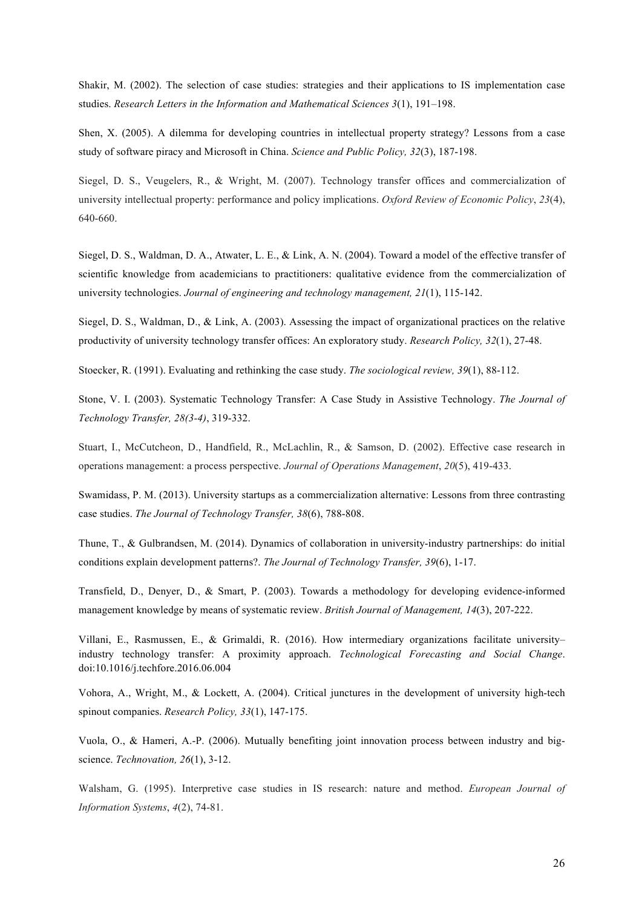Shakir, M. (2002). The selection of case studies: strategies and their applications to IS implementation case studies. *Research Letters in the Information and Mathematical Sciences 3*(1), 191–198.

Shen, X. (2005). A dilemma for developing countries in intellectual property strategy? Lessons from a case study of software piracy and Microsoft in China. *Science and Public Policy, 32*(3), 187-198.

Siegel, D. S., Veugelers, R., & Wright, M. (2007). Technology transfer offices and commercialization of university intellectual property: performance and policy implications. *Oxford Review of Economic Policy*, *23*(4), 640-660.

Siegel, D. S., Waldman, D. A., Atwater, L. E., & Link, A. N. (2004). Toward a model of the effective transfer of scientific knowledge from academicians to practitioners: qualitative evidence from the commercialization of university technologies. *Journal of engineering and technology management, 21*(1), 115-142.

Siegel, D. S., Waldman, D., & Link, A. (2003). Assessing the impact of organizational practices on the relative productivity of university technology transfer offices: An exploratory study. *Research Policy, 32*(1), 27-48.

Stoecker, R. (1991). Evaluating and rethinking the case study. *The sociological review, 39*(1), 88-112.

Stone, V. I. (2003). Systematic Technology Transfer: A Case Study in Assistive Technology. *The Journal of Technology Transfer, 28(3-4)*, 319-332.

Stuart, I., McCutcheon, D., Handfield, R., McLachlin, R., & Samson, D. (2002). Effective case research in operations management: a process perspective. *Journal of Operations Management*, *20*(5), 419-433.

Swamidass, P. M. (2013). University startups as a commercialization alternative: Lessons from three contrasting case studies. *The Journal of Technology Transfer, 38*(6), 788-808.

Thune, T., & Gulbrandsen, M. (2014). Dynamics of collaboration in university-industry partnerships: do initial conditions explain development patterns?. *The Journal of Technology Transfer, 39*(6), 1-17.

Transfield, D., Denyer, D., & Smart, P. (2003). Towards a methodology for developing evidence-informed management knowledge by means of systematic review. *British Journal of Management, 14*(3), 207-222.

Villani, E., Rasmussen, E., & Grimaldi, R. (2016). How intermediary organizations facilitate university–industry technology transfer: A proximity approach. *Technological Forecasting and Social Change*. doi:10.1016/j.techfore.2016.06.004

Vohora, A., Wright, M., & Lockett, A. (2004). Critical junctures in the development of university high-tech spinout companies. *Research Policy, 33*(1), 147-175.

Vuola, O., & Hameri, A.-P. (2006). Mutually benefiting joint innovation process between industry and big-science. *Technovation, 26*(1), 3-12.

Walsham, G. (1995). Interpretive case studies in IS research: nature and method. *European Journal of Information Systems*, *4*(2), 74-81.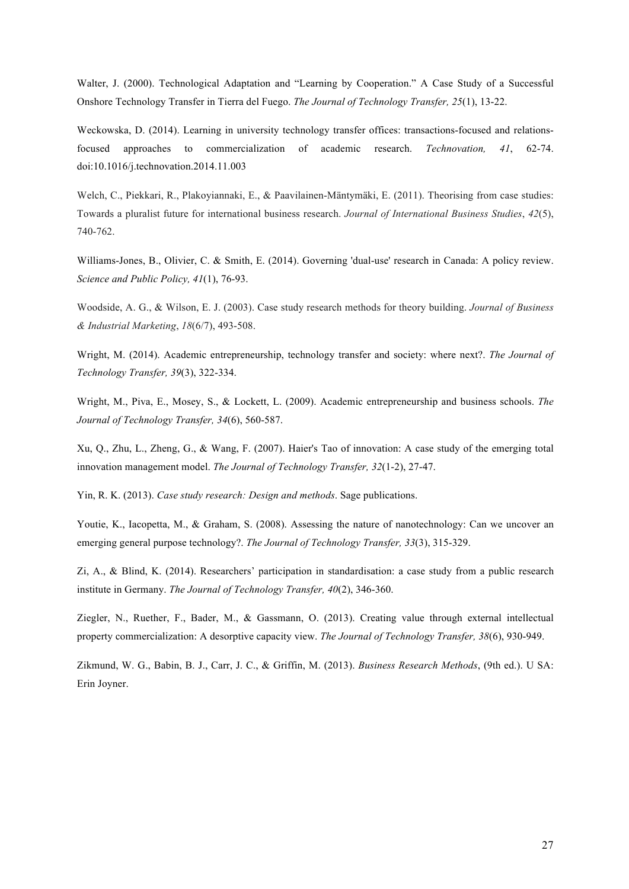Walter, J. (2000). Technological Adaptation and "Learning by Cooperation." A Case Study of a Successful Onshore Technology Transfer in Tierra del Fuego. *The Journal of Technology Transfer, 25*(1), 13-22.

Weckowska, D. (2014). Learning in university technology transfer offices: transactions-focused and relations-focused approaches to commercialization of academic research. *Technovation, 41*, 62-74. doi:10.1016/j.technovation.2014.11.003

Welch, C., Piekkari, R., Plakoyiannaki, E., & Paavilainen-Mäntymäki, E. (2011). Theorising from case studies: Towards a pluralist future for international business research. *Journal of International Business Studies*, *42*(5), 740-762.

Williams-Jones, B., Olivier, C. & Smith, E. (2014). Governing 'dual-use' research in Canada: A policy review. *Science and Public Policy, 41*(1), 76-93.

Woodside, A. G., & Wilson, E. J. (2003). Case study research methods for theory building. *Journal of Business & Industrial Marketing*, *18*(6/7), 493-508.

Wright, M. (2014). Academic entrepreneurship, technology transfer and society: where next?. *The Journal of Technology Transfer, 39*(3), 322-334.

Wright, M., Piva, E., Mosey, S., & Lockett, L. (2009). Academic entrepreneurship and business schools. *The Journal of Technology Transfer, 34*(6), 560-587.

Xu, Q., Zhu, L., Zheng, G., & Wang, F. (2007). Haier's Tao of innovation: A case study of the emerging total innovation management model. *The Journal of Technology Transfer, 32*(1-2), 27-47.

Yin, R. K. (2013). *Case study research: Design and methods*. Sage publications.

Youtie, K., Iacopetta, M., & Graham, S. (2008). Assessing the nature of nanotechnology: Can we uncover an emerging general purpose technology?. *The Journal of Technology Transfer, 33*(3), 315-329.

Zi, A., & Blind, K. (2014). Researchers' participation in standardisation: a case study from a public research institute in Germany. *The Journal of Technology Transfer, 40*(2), 346-360.

Ziegler, N., Ruether, F., Bader, M., & Gassmann, O. (2013). Creating value through external intellectual property commercialization: A desorptive capacity view. *The Journal of Technology Transfer, 38*(6), 930-949.

Zikmund, W. G., Babin, B. J., Carr, J. C., & Griffin, M. (2013). *Business Research Methods*, (9th ed.). U SA: Erin Joyner.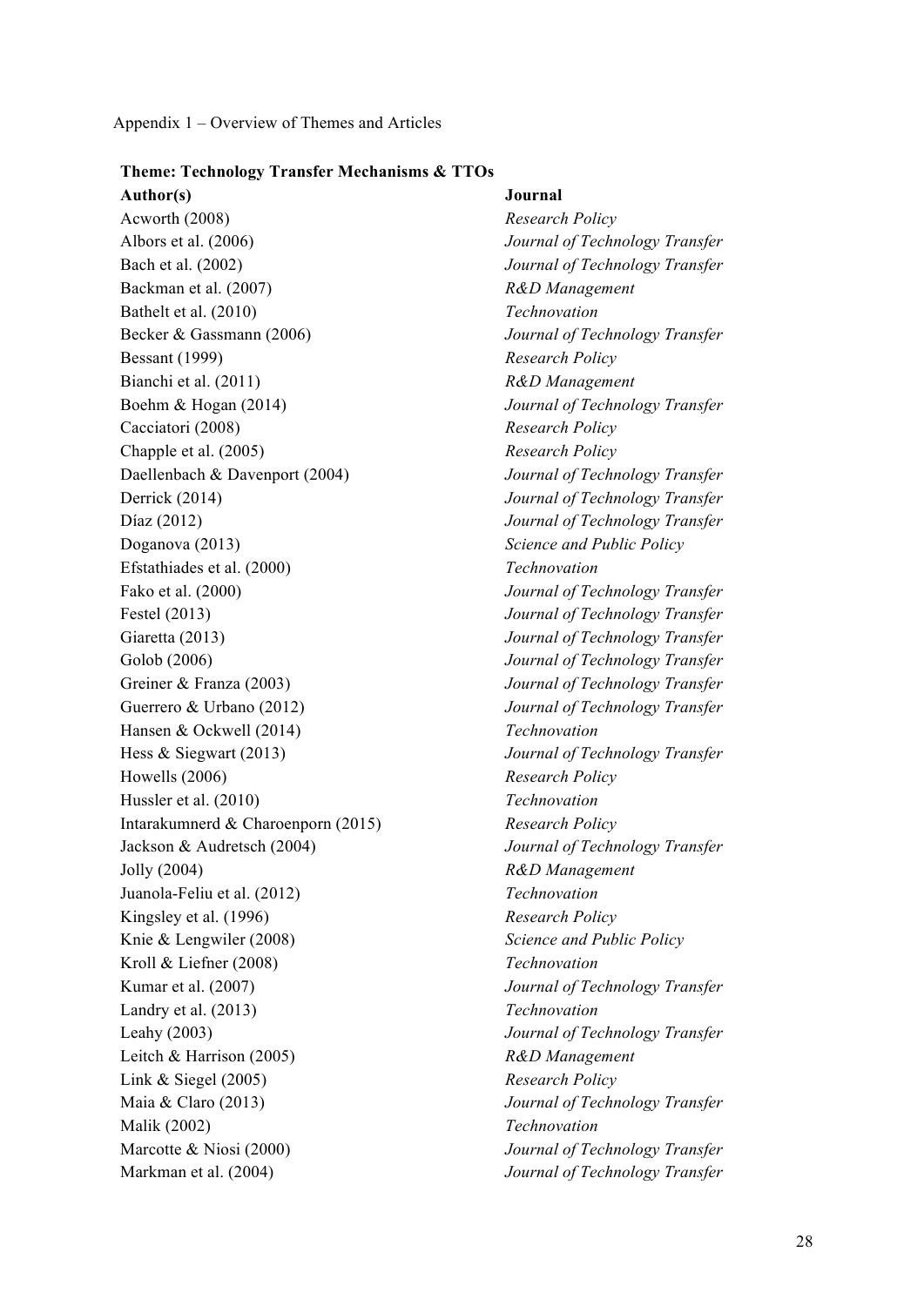Appendix 1 – Overview of Themes and Articles

| **Theme: Technology Transfer Mechanisms & TTOs** | |
|---|---|
| **Author(s)** | **Journal** |
| Acworth (2008) | *Research Policy* |
| Albors et al. (2006) | *Journal of Technology Transfer* |
| Bach et al. (2002) | *Journal of Technology Transfer* |
| Backman et al. (2007) | *R&D Management* |
| Bathelt et al. (2010) | *Technovation* |
| Becker & Gassmann (2006) | *Journal of Technology Transfer* |
| Bessant (1999) | *Research Policy* |
| Bianchi et al. (2011) | *R&D Management* |
| Boehm & Hogan (2014) | *Journal of Technology Transfer* |
| Cacciatori (2008) | *Research Policy* |
| Chapple et al. (2005) | *Research Policy* |
| Daellenbach & Davenport (2004) | *Journal of Technology Transfer* |
| Derrick (2014) | *Journal of Technology Transfer* |
| Díaz (2012) | *Journal of Technology Transfer* |
| Doganova (2013) | *Science and Public Policy* |
| Efstathiades et al. (2000) | *Technovation* |
| Fako et al. (2000) | *Journal of Technology Transfer* |
| Festel (2013) | *Journal of Technology Transfer* |
| Giaretta (2013) | *Journal of Technology Transfer* |
| Golob (2006) | *Journal of Technology Transfer* |
| Greiner & Franza (2003) | *Journal of Technology Transfer* |
| Guerrero & Urbano (2012) | *Journal of Technology Transfer* |
| Hansen & Ockwell (2014) | *Technovation* |
| Hess & Siegwart (2013) | *Journal of Technology Transfer* |
| Howells (2006) | *Research Policy* |
| Hussler et al. (2010) | *Technovation* |
| Intarakumnerd & Charoenporn (2015) | *Research Policy* |
| Jackson & Audretsch (2004) | *Journal of Technology Transfer* |
| Jolly (2004) | *R&D Management* |
| Juanola-Feliu et al. (2012) | *Technovation* |
| Kingsley et al. (1996) | *Research Policy* |
| Knie & Lengwiler (2008) | *Science and Public Policy* |
| Kroll & Liefner (2008) | *Technovation* |
| Kumar et al. (2007) | *Journal of Technology Transfer* |
| Landry et al. (2013) | *Technovation* |
| Leahy (2003) | *Journal of Technology Transfer* |
| Leitch & Harrison (2005) | *R&D Management* |
| Link & Siegel (2005) | *Research Policy* |
| Maia & Claro (2013) | *Journal of Technology Transfer* |
| Malik (2002) | *Technovation* |
| Marcotte & Niosi (2000) | *Journal of Technology Transfer* |
| Markman et al. (2004) | *Journal of Technology Transfer* |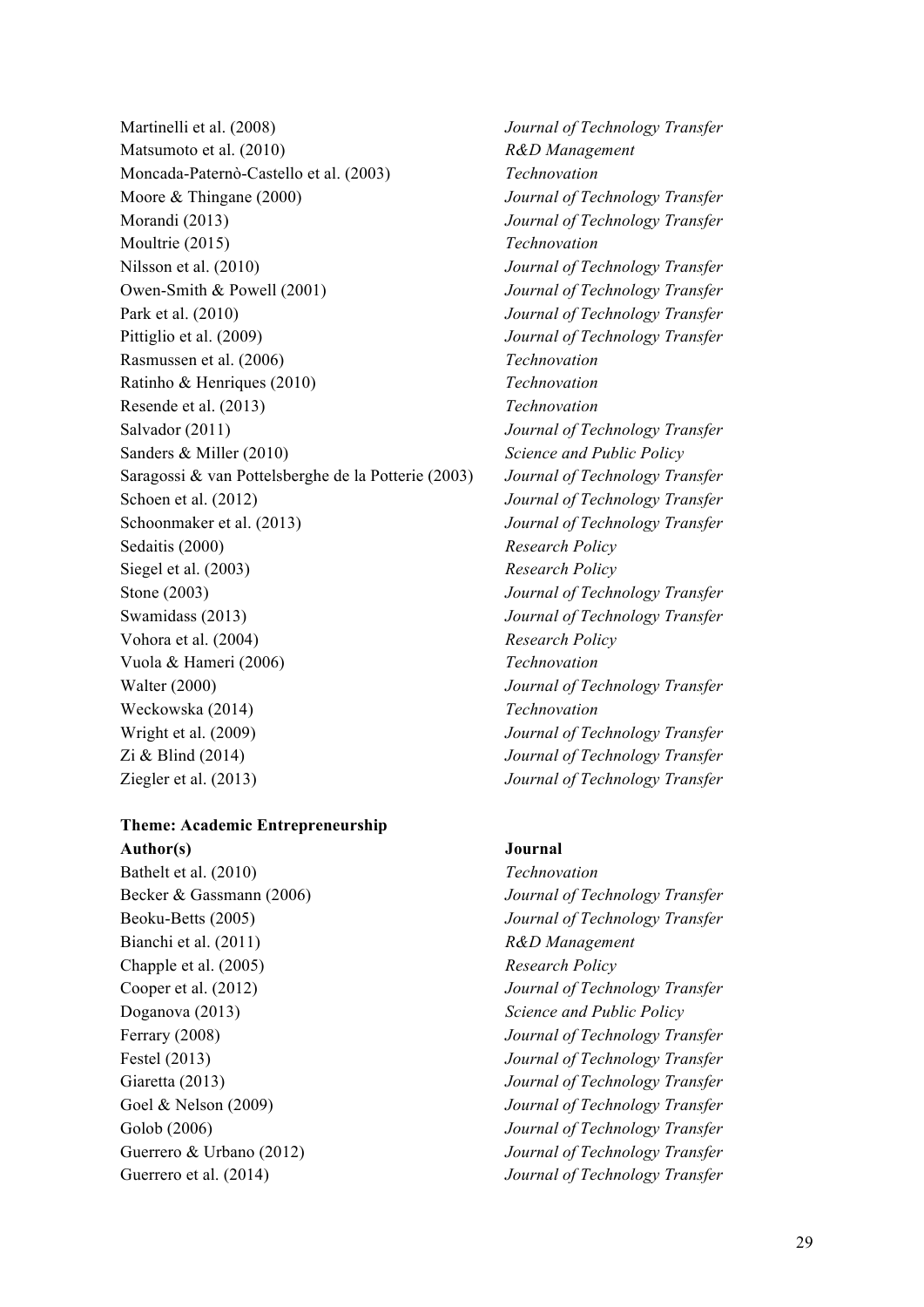| | |
|---|---|
| Martinelli et al. (2008) | *Journal of Technology Transfer* |
| Matsumoto et al. (2010) | *R&D Management* |
| Moncada-Paternò-Castello et al. (2003) | *Technovation* |
| Moore & Thingane (2000) | *Journal of Technology Transfer* |
| Morandi (2013) | *Journal of Technology Transfer* |
| Moultrie (2015) | *Technovation* |
| Nilsson et al. (2010) | *Journal of Technology Transfer* |
| Owen-Smith & Powell (2001) | *Journal of Technology Transfer* |
| Park et al. (2010) | *Journal of Technology Transfer* |
| Pittiglio et al. (2009) | *Journal of Technology Transfer* |
| Rasmussen et al. (2006) | *Technovation* |
| Ratinho & Henriques (2010) | *Technovation* |
| Resende et al. (2013) | *Technovation* |
| Salvador (2011) | *Journal of Technology Transfer* |
| Sanders & Miller (2010) | *Science and Public Policy* |
| Saragossi & van Pottelsberghe de la Potterie (2003) | *Journal of Technology Transfer* |
| Schoen et al. (2012) | *Journal of Technology Transfer* |
| Schoonmaker et al. (2013) | *Journal of Technology Transfer* |
| Sedaitis (2000) | *Research Policy* |
| Siegel et al. (2003) | *Research Policy* |
| Stone (2003) | *Journal of Technology Transfer* |
| Swamidass (2013) | *Journal of Technology Transfer* |
| Vohora et al. (2004) | *Research Policy* |
| Vuola & Hameri (2006) | *Technovation* |
| Walter (2000) | *Journal of Technology Transfer* |
| Weckowska (2014) | *Technovation* |
| Wright et al. (2009) | *Journal of Technology Transfer* |
| Zi & Blind (2014) | *Journal of Technology Transfer* |
| Ziegler et al. (2013) | *Journal of Technology Transfer* |

**Theme: Academic Entrepreneurship**

| **Author(s)** | **Journal** |
|---|---|
| Bathelt et al. (2010) | *Technovation* |
| Becker & Gassmann (2006) | *Journal of Technology Transfer* |
| Beoku-Betts (2005) | *Journal of Technology Transfer* |
| Bianchi et al. (2011) | *R&D Management* |
| Chapple et al. (2005) | *Research Policy* |
| Cooper et al. (2012) | *Journal of Technology Transfer* |
| Doganova (2013) | *Science and Public Policy* |
| Ferrary (2008) | *Journal of Technology Transfer* |
| Festel (2013) | *Journal of Technology Transfer* |
| Giaretta (2013) | *Journal of Technology Transfer* |
| Goel & Nelson (2009) | *Journal of Technology Transfer* |
| Golob (2006) | *Journal of Technology Transfer* |
| Guerrero & Urbano (2012) | *Journal of Technology Transfer* |
| Guerrero et al. (2014) | *Journal of Technology Transfer* |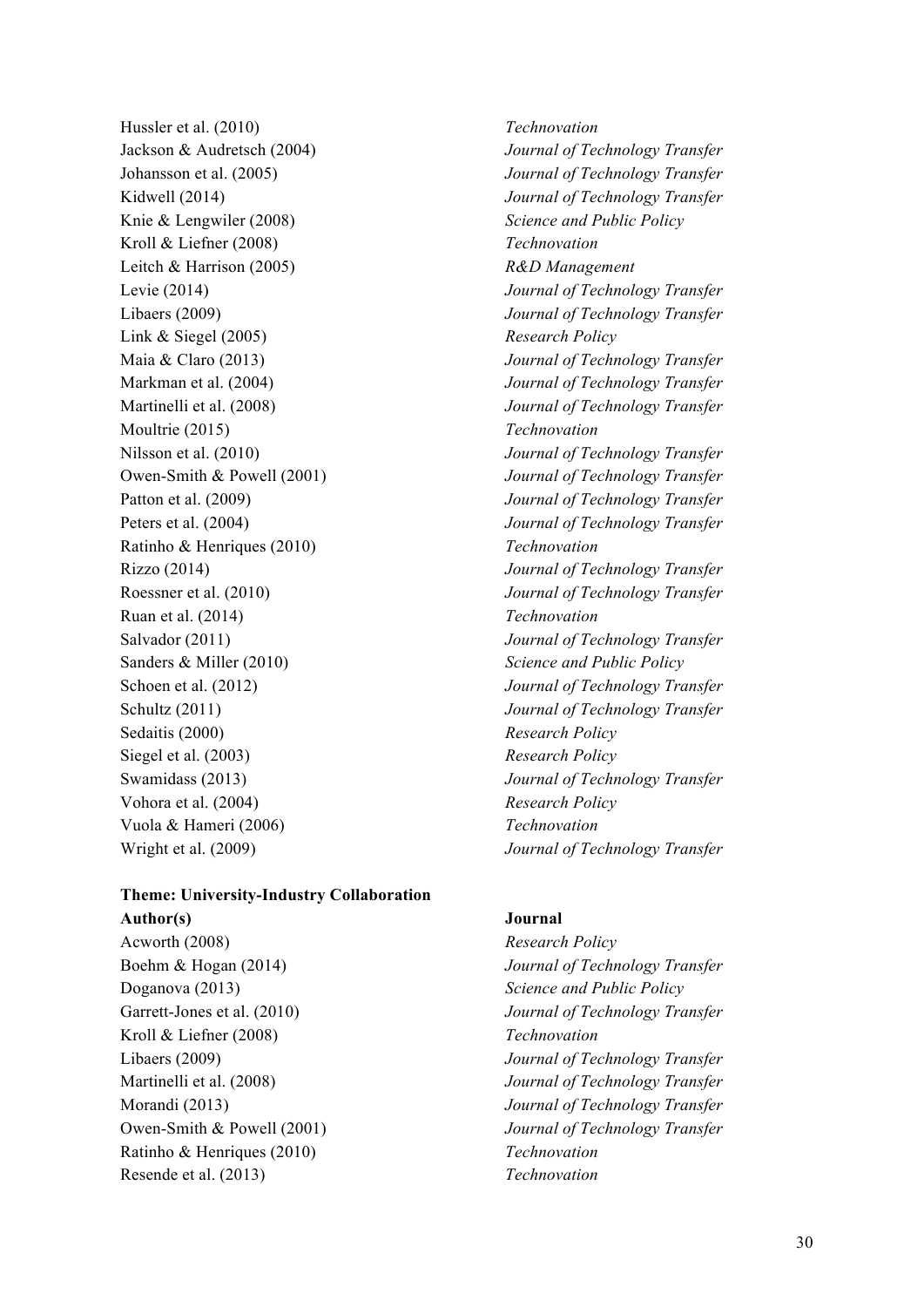| | |
|---|---|
| Hussler et al. (2010) | *Technovation* |
| Jackson & Audretsch (2004) | *Journal of Technology Transfer* |
| Johansson et al. (2005) | *Journal of Technology Transfer* |
| Kidwell (2014) | *Journal of Technology Transfer* |
| Knie & Lengwiler (2008) | *Science and Public Policy* |
| Kroll & Liefner (2008) | *Technovation* |
| Leitch & Harrison (2005) | *R&D Management* |
| Levie (2014) | *Journal of Technology Transfer* |
| Libaers (2009) | *Journal of Technology Transfer* |
| Link & Siegel (2005) | *Research Policy* |
| Maia & Claro (2013) | *Journal of Technology Transfer* |
| Markman et al. (2004) | *Journal of Technology Transfer* |
| Martinelli et al. (2008) | *Journal of Technology Transfer* |
| Moultrie (2015) | *Technovation* |
| Nilsson et al. (2010) | *Journal of Technology Transfer* |
| Owen-Smith & Powell (2001) | *Journal of Technology Transfer* |
| Patton et al. (2009) | *Journal of Technology Transfer* |
| Peters et al. (2004) | *Journal of Technology Transfer* |
| Ratinho & Henriques (2010) | *Technovation* |
| Rizzo (2014) | *Journal of Technology Transfer* |
| Roessner et al. (2010) | *Journal of Technology Transfer* |
| Ruan et al. (2014) | *Technovation* |
| Salvador (2011) | *Journal of Technology Transfer* |
| Sanders & Miller (2010) | *Science and Public Policy* |
| Schoen et al. (2012) | *Journal of Technology Transfer* |
| Schultz (2011) | *Journal of Technology Transfer* |
| Sedaitis (2000) | *Research Policy* |
| Siegel et al. (2003) | *Research Policy* |
| Swamidass (2013) | *Journal of Technology Transfer* |
| Vohora et al. (2004) | *Research Policy* |
| Vuola & Hameri (2006) | *Technovation* |
| Wright et al. (2009) | *Journal of Technology Transfer* |

**Theme: University-Industry Collaboration**

| **Author(s)** | **Journal** |
|---|---|
| Acworth (2008) | *Research Policy* |
| Boehm & Hogan (2014) | *Journal of Technology Transfer* |
| Doganova (2013) | *Science and Public Policy* |
| Garrett-Jones et al. (2010) | *Journal of Technology Transfer* |
| Kroll & Liefner (2008) | *Technovation* |
| Libaers (2009) | *Journal of Technology Transfer* |
| Martinelli et al. (2008) | *Journal of Technology Transfer* |
| Morandi (2013) | *Journal of Technology Transfer* |
| Owen-Smith & Powell (2001) | *Journal of Technology Transfer* |
| Ratinho & Henriques (2010) | *Technovation* |
| Resende et al. (2013) | *Technovation* |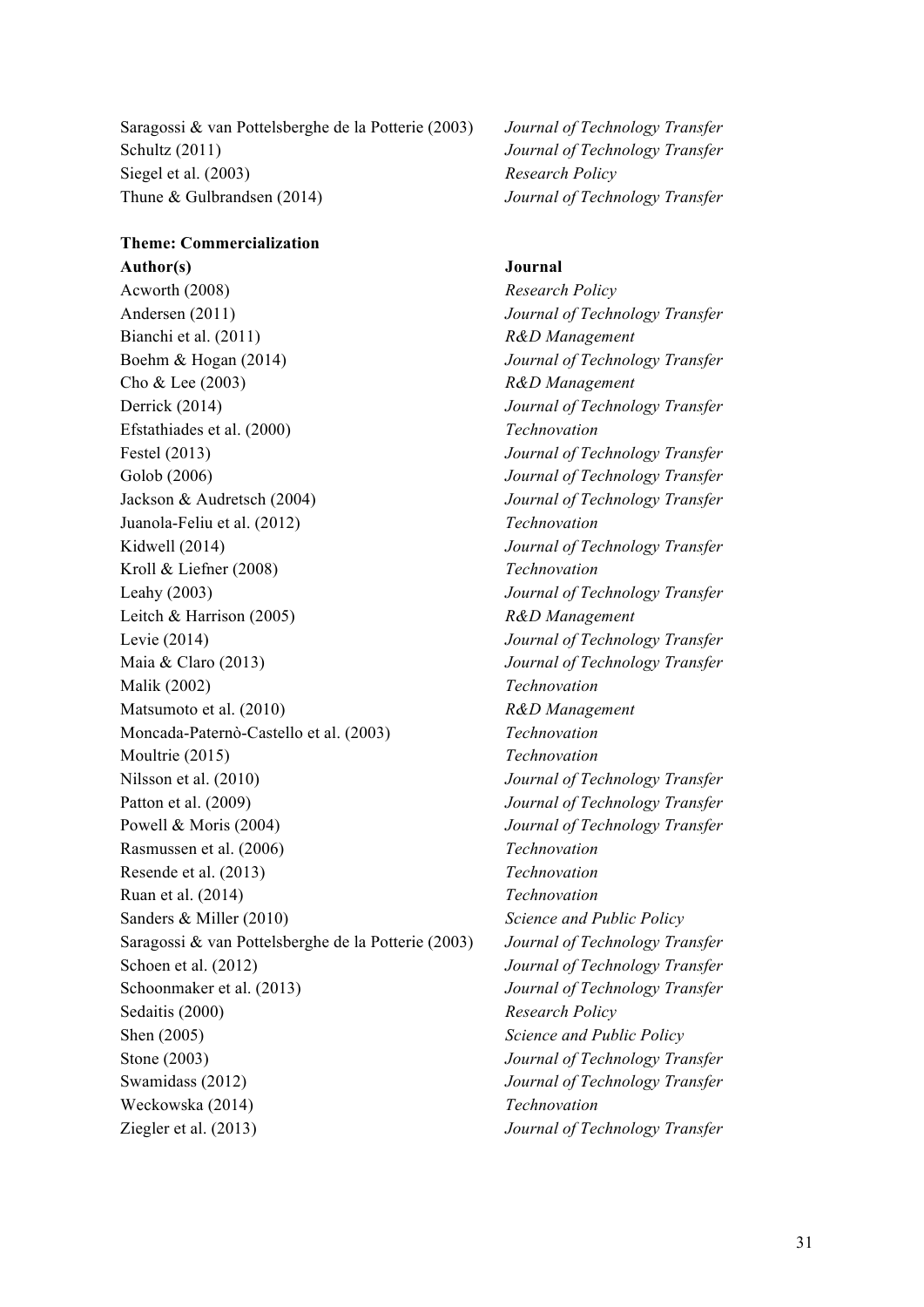| | |
|---|---|
| Saragossi & van Pottelsberghe de la Potterie (2003) | *Journal of Technology Transfer* |
| Schultz (2011) | *Journal of Technology Transfer* |
| Siegel et al. (2003) | *Research Policy* |
| Thune & Gulbrandsen (2014) | *Journal of Technology Transfer* |

**Theme: Commercialization**

| **Author(s)** | **Journal** |
|---|---|
| Acworth (2008) | *Research Policy* |
| Andersen (2011) | *Journal of Technology Transfer* |
| Bianchi et al. (2011) | *R&D Management* |
| Boehm & Hogan (2014) | *Journal of Technology Transfer* |
| Cho & Lee (2003) | *R&D Management* |
| Derrick (2014) | *Journal of Technology Transfer* |
| Efstathiades et al. (2000) | *Technovation* |
| Festel (2013) | *Journal of Technology Transfer* |
| Golob (2006) | *Journal of Technology Transfer* |
| Jackson & Audretsch (2004) | *Journal of Technology Transfer* |
| Juanola-Feliu et al. (2012) | *Technovation* |
| Kidwell (2014) | *Journal of Technology Transfer* |
| Kroll & Liefner (2008) | *Technovation* |
| Leahy (2003) | *Journal of Technology Transfer* |
| Leitch & Harrison (2005) | *R&D Management* |
| Levie (2014) | *Journal of Technology Transfer* |
| Maia & Claro (2013) | *Journal of Technology Transfer* |
| Malik (2002) | *Technovation* |
| Matsumoto et al. (2010) | *R&D Management* |
| Moncada-Paternò-Castello et al. (2003) | *Technovation* |
| Moultrie (2015) | *Technovation* |
| Nilsson et al. (2010) | *Journal of Technology Transfer* |
| Patton et al. (2009) | *Journal of Technology Transfer* |
| Powell & Moris (2004) | *Journal of Technology Transfer* |
| Rasmussen et al. (2006) | *Technovation* |
| Resende et al. (2013) | *Technovation* |
| Ruan et al. (2014) | *Technovation* |
| Sanders & Miller (2010) | *Science and Public Policy* |
| Saragossi & van Pottelsberghe de la Potterie (2003) | *Journal of Technology Transfer* |
| Schoen et al. (2012) | *Journal of Technology Transfer* |
| Schoonmaker et al. (2013) | *Journal of Technology Transfer* |
| Sedaitis (2000) | *Research Policy* |
| Shen (2005) | *Science and Public Policy* |
| Stone (2003) | *Journal of Technology Transfer* |
| Swamidass (2012) | *Journal of Technology Transfer* |
| Weckowska (2014) | *Technovation* |
| Ziegler et al. (2013) | *Journal of Technology Transfer* |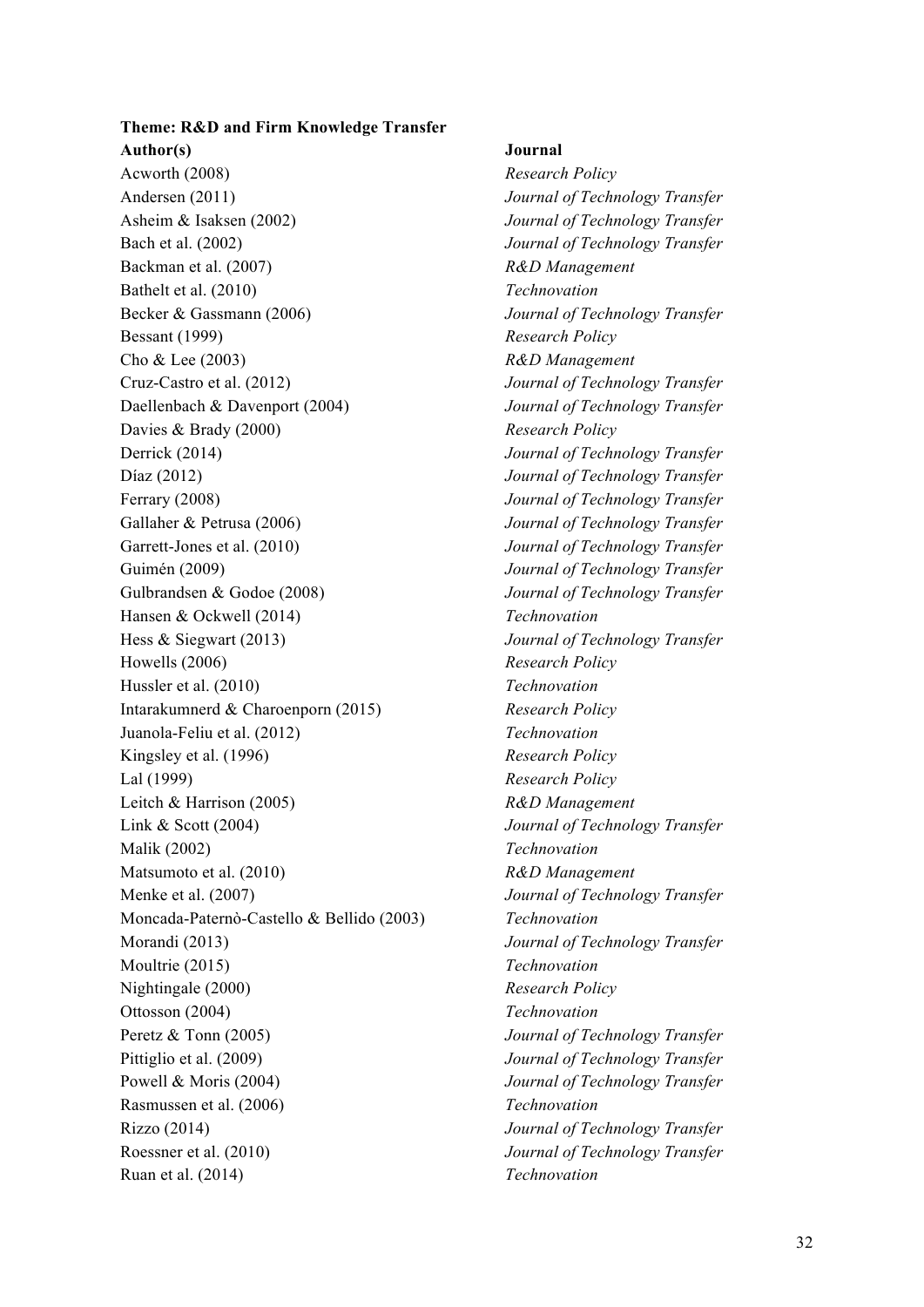**Theme: R&D and Firm Knowledge Transfer**

| Author(s) | Journal |
| --- | --- |
| Acworth (2008) | *Research Policy* |
| Andersen (2011) | *Journal of Technology Transfer* |
| Asheim & Isaksen (2002) | *Journal of Technology Transfer* |
| Bach et al. (2002) | *Journal of Technology Transfer* |
| Backman et al. (2007) | *R&D Management* |
| Bathelt et al. (2010) | *Technovation* |
| Becker & Gassmann (2006) | *Journal of Technology Transfer* |
| Bessant (1999) | *Research Policy* |
| Cho & Lee (2003) | *R&D Management* |
| Cruz-Castro et al. (2012) | *Journal of Technology Transfer* |
| Daellenbach & Davenport (2004) | *Journal of Technology Transfer* |
| Davies & Brady (2000) | *Research Policy* |
| Derrick (2014) | *Journal of Technology Transfer* |
| Díaz (2012) | *Journal of Technology Transfer* |
| Ferrary (2008) | *Journal of Technology Transfer* |
| Gallaher & Petrusa (2006) | *Journal of Technology Transfer* |
| Garrett-Jones et al. (2010) | *Journal of Technology Transfer* |
| Guimén (2009) | *Journal of Technology Transfer* |
| Gulbrandsen & Godoe (2008) | *Journal of Technology Transfer* |
| Hansen & Ockwell (2014) | *Technovation* |
| Hess & Siegwart (2013) | *Journal of Technology Transfer* |
| Howells (2006) | *Research Policy* |
| Hussler et al. (2010) | *Technovation* |
| Intarakumnerd & Charoenporn (2015) | *Research Policy* |
| Juanola-Feliu et al. (2012) | *Technovation* |
| Kingsley et al. (1996) | *Research Policy* |
| Lal (1999) | *Research Policy* |
| Leitch & Harrison (2005) | *R&D Management* |
| Link & Scott (2004) | *Journal of Technology Transfer* |
| Malik (2002) | *Technovation* |
| Matsumoto et al. (2010) | *R&D Management* |
| Menke et al. (2007) | *Journal of Technology Transfer* |
| Moncada-Paternò-Castello & Bellido (2003) | *Technovation* |
| Morandi (2013) | *Journal of Technology Transfer* |
| Moultrie (2015) | *Technovation* |
| Nightingale (2000) | *Research Policy* |
| Ottosson (2004) | *Technovation* |
| Peretz & Tonn (2005) | *Journal of Technology Transfer* |
| Pittiglio et al. (2009) | *Journal of Technology Transfer* |
| Powell & Moris (2004) | *Journal of Technology Transfer* |
| Rasmussen et al. (2006) | *Technovation* |
| Rizzo (2014) | *Journal of Technology Transfer* |
| Roessner et al. (2010) | *Journal of Technology Transfer* |
| Ruan et al. (2014) | *Technovation* |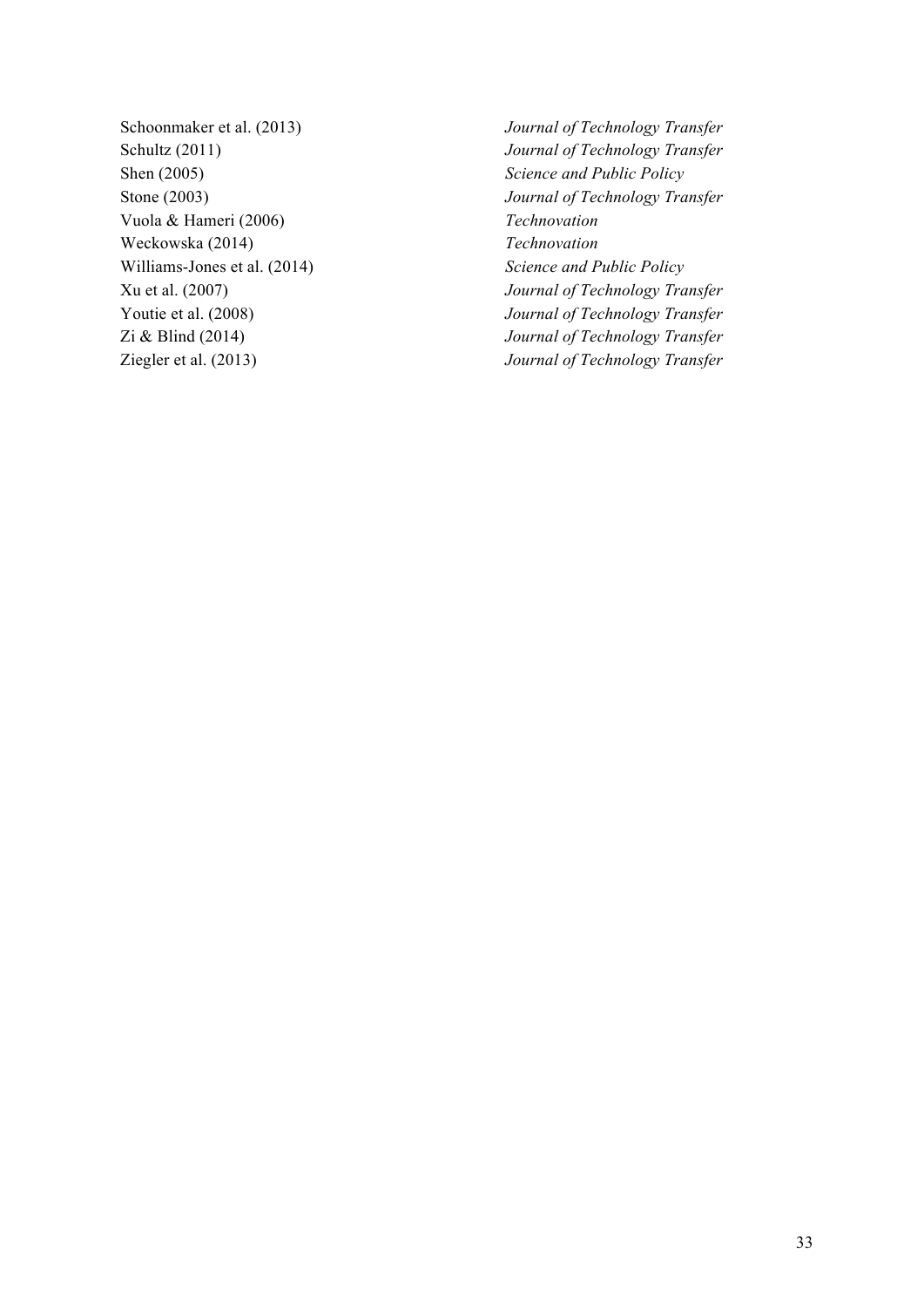| | |
|---|---|
| Schoonmaker et al. (2013) | *Journal of Technology Transfer* |
| Schultz (2011) | *Journal of Technology Transfer* |
| Shen (2005) | *Science and Public Policy* |
| Stone (2003) | *Journal of Technology Transfer* |
| Vuola & Hameri (2006) | *Technovation* |
| Weckowska (2014) | *Technovation* |
| Williams-Jones et al. (2014) | *Science and Public Policy* |
| Xu et al. (2007) | *Journal of Technology Transfer* |
| Youtie et al. (2008) | *Journal of Technology Transfer* |
| Zi & Blind (2014) | *Journal of Technology Transfer* |
| Ziegler et al. (2013) | *Journal of Technology Transfer* |